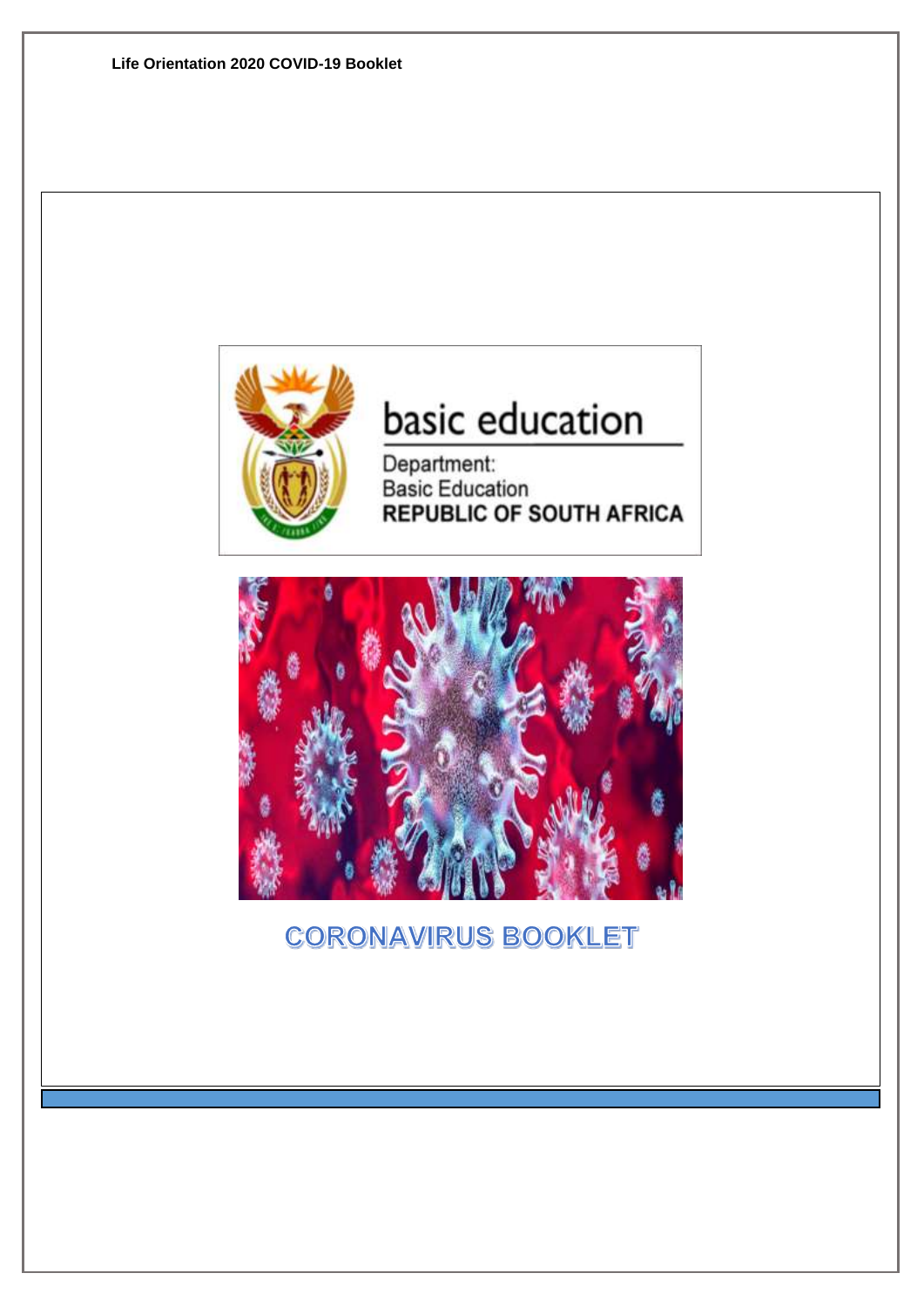Life Orientation 2020 COVID-19 Booklet

basic education

Department:
Basic Education
REPUBLIC OF SOUTH AFRICA

# CORONAVIRUS BOOKLET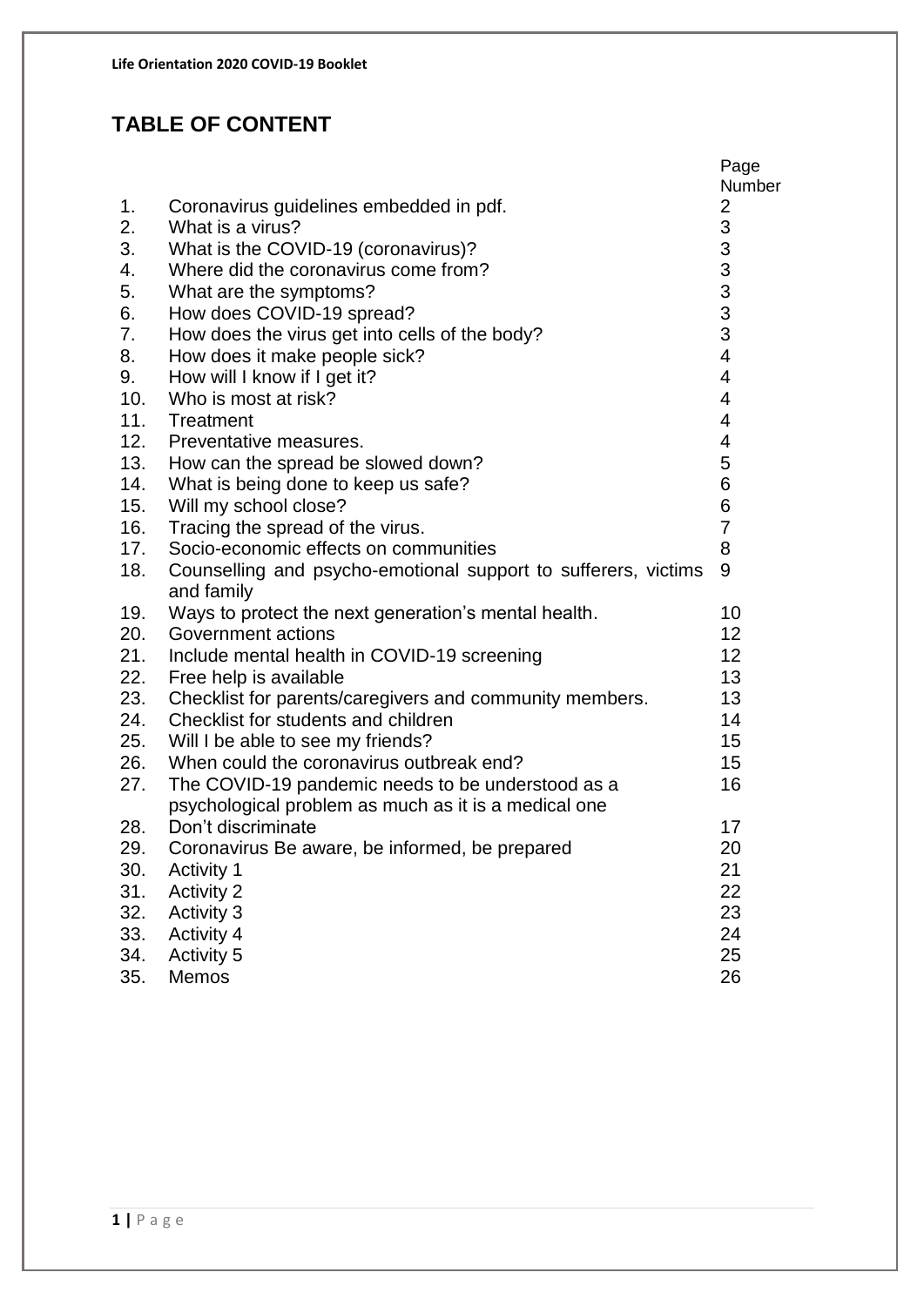# TABLE OF CONTENT

| | | Page Number |
|---|---|---|
| 1. | Coronavirus guidelines embedded in pdf. | 2 |
| 2. | What is a virus? | 3 |
| 3. | What is the COVID-19 (coronavirus)? | 3 |
| 4. | Where did the coronavirus come from? | 3 |
| 5. | What are the symptoms? | 3 |
| 6. | How does COVID-19 spread? | 3 |
| 7. | How does the virus get into cells of the body? | 3 |
| 8. | How does it make people sick? | 4 |
| 9. | How will I know if I get it? | 4 |
| 10. | Who is most at risk? | 4 |
| 11. | Treatment | 4 |
| 12. | Preventative measures. | 4 |
| 13. | How can the spread be slowed down? | 5 |
| 14. | What is being done to keep us safe? | 6 |
| 15. | Will my school close? | 6 |
| 16. | Tracing the spread of the virus. | 7 |
| 17. | Socio-economic effects on communities | 8 |
| 18. | Counselling and psycho-emotional support to sufferers, victims and family | 9 |
| 19. | Ways to protect the next generation's mental health. | 10 |
| 20. | Government actions | 12 |
| 21. | Include mental health in COVID-19 screening | 12 |
| 22. | Free help is available | 13 |
| 23. | Checklist for parents/caregivers and community members. | 13 |
| 24. | Checklist for students and children | 14 |
| 25. | Will I be able to see my friends? | 15 |
| 26. | When could the coronavirus outbreak end? | 15 |
| 27. | The COVID-19 pandemic needs to be understood as a psychological problem as much as it is a medical one | 16 |
| 28. | Don't discriminate | 17 |
| 29. | Coronavirus Be aware, be informed, be prepared | 20 |
| 30. | Activity 1 | 21 |
| 31. | Activity 2 | 22 |
| 32. | Activity 3 | 23 |
| 33. | Activity 4 | 24 |
| 34. | Activity 5 | 25 |
| 35. | Memos | 26 |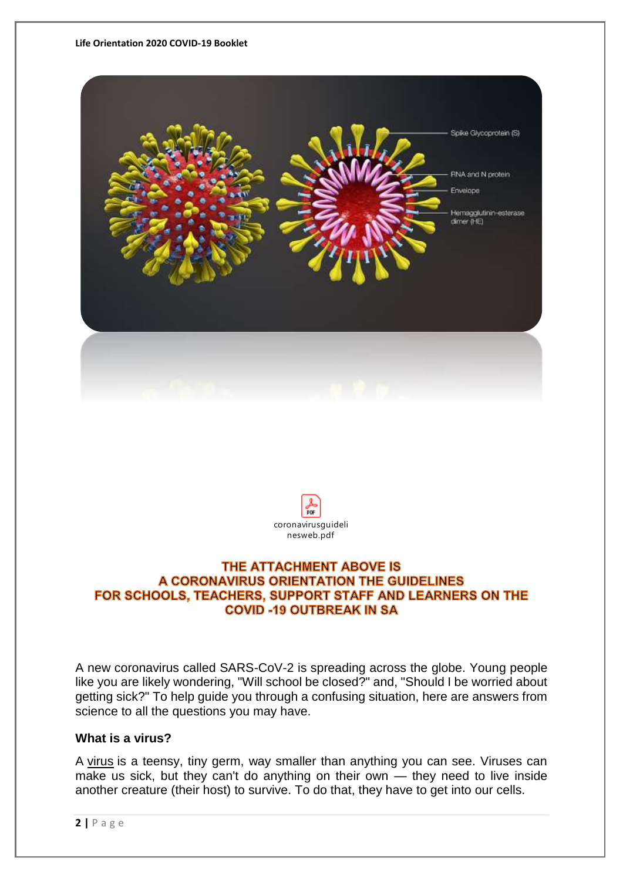coronavirusguidelinesweb.pdf

**THE ATTACHMENT ABOVE IS A CORONAVIRUS ORIENTATION THE GUIDELINES FOR SCHOOLS, TEACHERS, SUPPORT STAFF AND LEARNERS ON THE COVID -19 OUTBREAK IN SA**

A new coronavirus called SARS-CoV-2 is spreading across the globe. Young people like you are likely wondering, "Will school be closed?" and, "Should I be worried about getting sick?" To help guide you through a confusing situation, here are answers from science to all the questions you may have.

### What is a virus?

A virus is a teensy, tiny germ, way smaller than anything you can see. Viruses can make us sick, but they can't do anything on their own — they need to live inside another creature (their host) to survive. To do that, they have to get into our cells.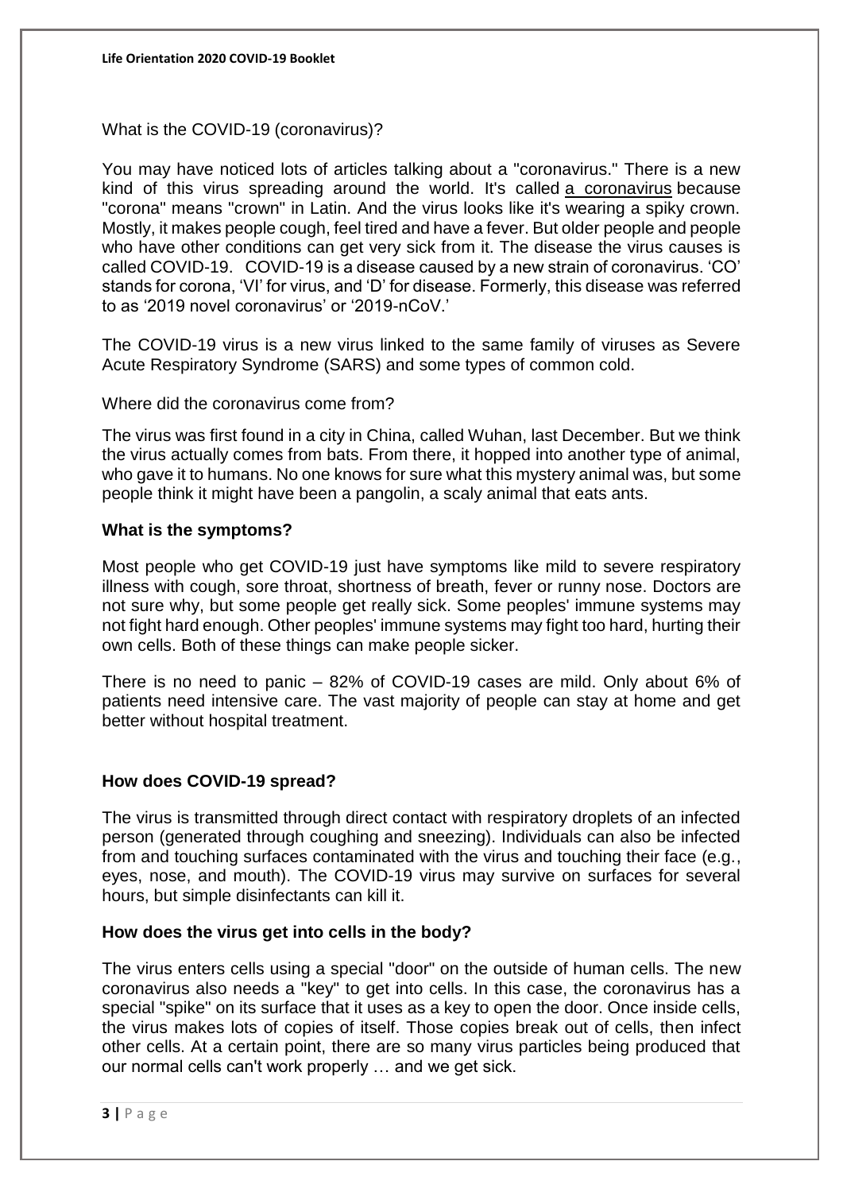What is the COVID-19 (coronavirus)?

You may have noticed lots of articles talking about a "coronavirus." There is a new kind of this virus spreading around the world. It's called a coronavirus because "corona" means "crown" in Latin. And the virus looks like it's wearing a spiky crown. Mostly, it makes people cough, feel tired and have a fever. But older people and people who have other conditions can get very sick from it. The disease the virus causes is called COVID-19. COVID-19 is a disease caused by a new strain of coronavirus. 'CO' stands for corona, 'VI' for virus, and 'D' for disease. Formerly, this disease was referred to as '2019 novel coronavirus' or '2019-nCoV.'

The COVID-19 virus is a new virus linked to the same family of viruses as Severe Acute Respiratory Syndrome (SARS) and some types of common cold.

Where did the coronavirus come from?

The virus was first found in a city in China, called Wuhan, last December. But we think the virus actually comes from bats. From there, it hopped into another type of animal, who gave it to humans. No one knows for sure what this mystery animal was, but some people think it might have been a pangolin, a scaly animal that eats ants.

**What is the symptoms?**

Most people who get COVID-19 just have symptoms like mild to severe respiratory illness with cough, sore throat, shortness of breath, fever or runny nose. Doctors are not sure why, but some people get really sick. Some peoples' immune systems may not fight hard enough. Other peoples' immune systems may fight too hard, hurting their own cells. Both of these things can make people sicker.

There is no need to panic – 82% of COVID-19 cases are mild. Only about 6% of patients need intensive care. The vast majority of people can stay at home and get better without hospital treatment.

**How does COVID-19 spread?**

The virus is transmitted through direct contact with respiratory droplets of an infected person (generated through coughing and sneezing). Individuals can also be infected from and touching surfaces contaminated with the virus and touching their face (e.g., eyes, nose, and mouth). The COVID-19 virus may survive on surfaces for several hours, but simple disinfectants can kill it.

**How does the virus get into cells in the body?**

The virus enters cells using a special "door" on the outside of human cells. The new coronavirus also needs a "key" to get into cells. In this case, the coronavirus has a special "spike" on its surface that it uses as a key to open the door. Once inside cells, the virus makes lots of copies of itself. Those copies break out of cells, then infect other cells. At a certain point, there are so many virus particles being produced that our normal cells can't work properly … and we get sick.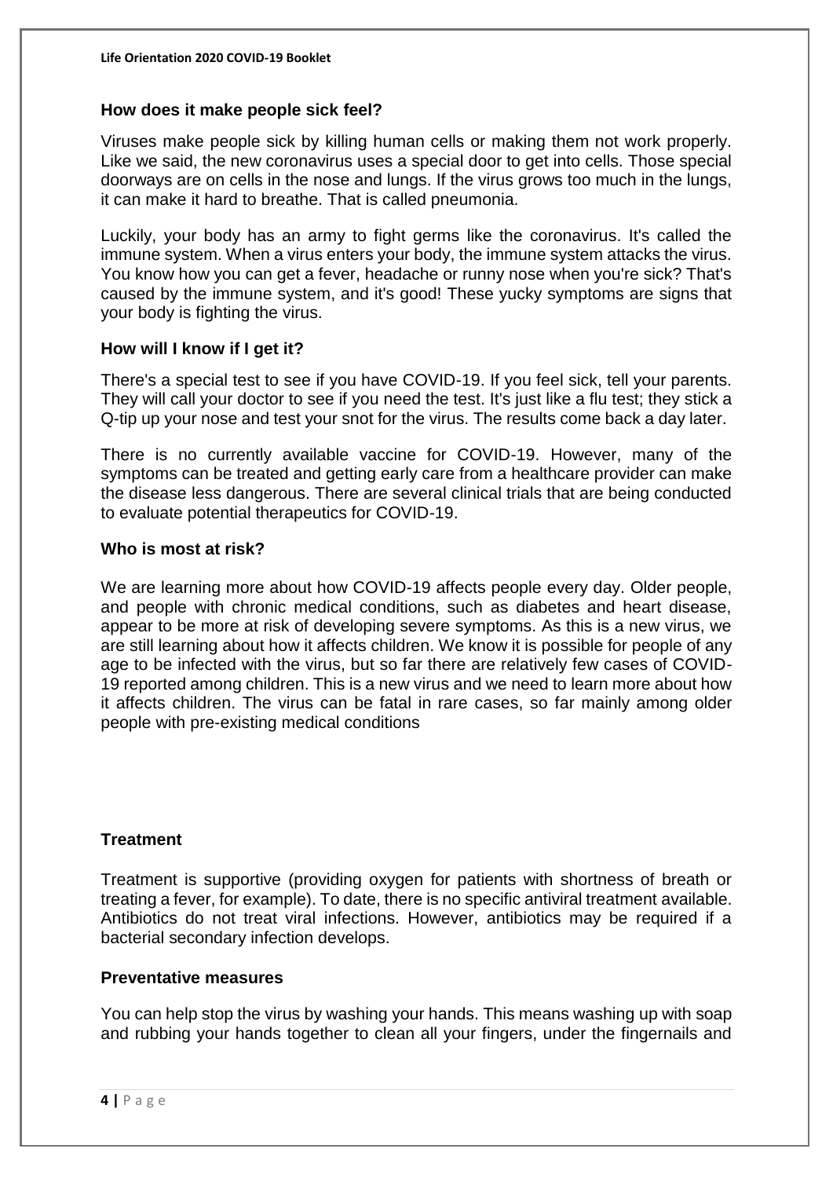### How does it make people sick feel?

Viruses make people sick by killing human cells or making them not work properly. Like we said, the new coronavirus uses a special door to get into cells. Those special doorways are on cells in the nose and lungs. If the virus grows too much in the lungs, it can make it hard to breathe. That is called pneumonia.

Luckily, your body has an army to fight germs like the coronavirus. It's called the immune system. When a virus enters your body, the immune system attacks the virus. You know how you can get a fever, headache or runny nose when you're sick? That's caused by the immune system, and it's good! These yucky symptoms are signs that your body is fighting the virus.

### How will I know if I get it?

There's a special test to see if you have COVID-19. If you feel sick, tell your parents. They will call your doctor to see if you need the test. It's just like a flu test; they stick a Q-tip up your nose and test your snot for the virus. The results come back a day later.

There is no currently available vaccine for COVID-19. However, many of the symptoms can be treated and getting early care from a healthcare provider can make the disease less dangerous. There are several clinical trials that are being conducted to evaluate potential therapeutics for COVID-19.

### Who is most at risk?

We are learning more about how COVID-19 affects people every day. Older people, and people with chronic medical conditions, such as diabetes and heart disease, appear to be more at risk of developing severe symptoms. As this is a new virus, we are still learning about how it affects children. We know it is possible for people of any age to be infected with the virus, but so far there are relatively few cases of COVID-19 reported among children. This is a new virus and we need to learn more about how it affects children. The virus can be fatal in rare cases, so far mainly among older people with pre-existing medical conditions

### Treatment

Treatment is supportive (providing oxygen for patients with shortness of breath or treating a fever, for example). To date, there is no specific antiviral treatment available. Antibiotics do not treat viral infections. However, antibiotics may be required if a bacterial secondary infection develops.

### Preventative measures

You can help stop the virus by washing your hands. This means washing up with soap and rubbing your hands together to clean all your fingers, under the fingernails and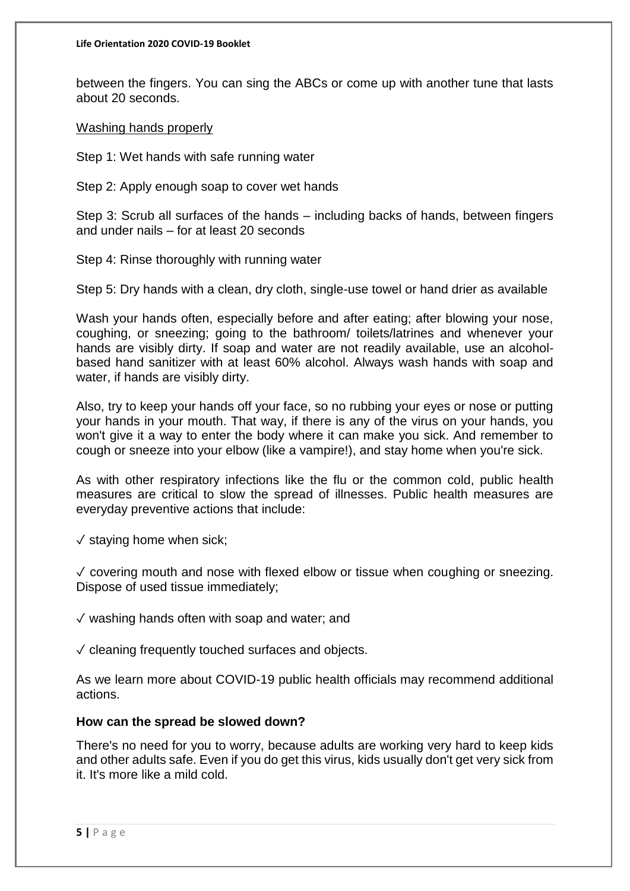between the fingers. You can sing the ABCs or come up with another tune that lasts about 20 seconds.

Washing hands properly

Step 1: Wet hands with safe running water

Step 2: Apply enough soap to cover wet hands

Step 3: Scrub all surfaces of the hands – including backs of hands, between fingers and under nails – for at least 20 seconds

Step 4: Rinse thoroughly with running water

Step 5: Dry hands with a clean, dry cloth, single-use towel or hand drier as available

Wash your hands often, especially before and after eating; after blowing your nose, coughing, or sneezing; going to the bathroom/ toilets/latrines and whenever your hands are visibly dirty. If soap and water are not readily available, use an alcohol-based hand sanitizer with at least 60% alcohol. Always wash hands with soap and water, if hands are visibly dirty.

Also, try to keep your hands off your face, so no rubbing your eyes or nose or putting your hands in your mouth. That way, if there is any of the virus on your hands, you won't give it a way to enter the body where it can make you sick. And remember to cough or sneeze into your elbow (like a vampire!), and stay home when you're sick.

As with other respiratory infections like the flu or the common cold, public health measures are critical to slow the spread of illnesses. Public health measures are everyday preventive actions that include:

✓ staying home when sick;

✓ covering mouth and nose with flexed elbow or tissue when coughing or sneezing. Dispose of used tissue immediately;

✓ washing hands often with soap and water; and

✓ cleaning frequently touched surfaces and objects.

As we learn more about COVID-19 public health officials may recommend additional actions.

**How can the spread be slowed down?**

There's no need for you to worry, because adults are working very hard to keep kids and other adults safe. Even if you do get this virus, kids usually don't get very sick from it. It's more like a mild cold.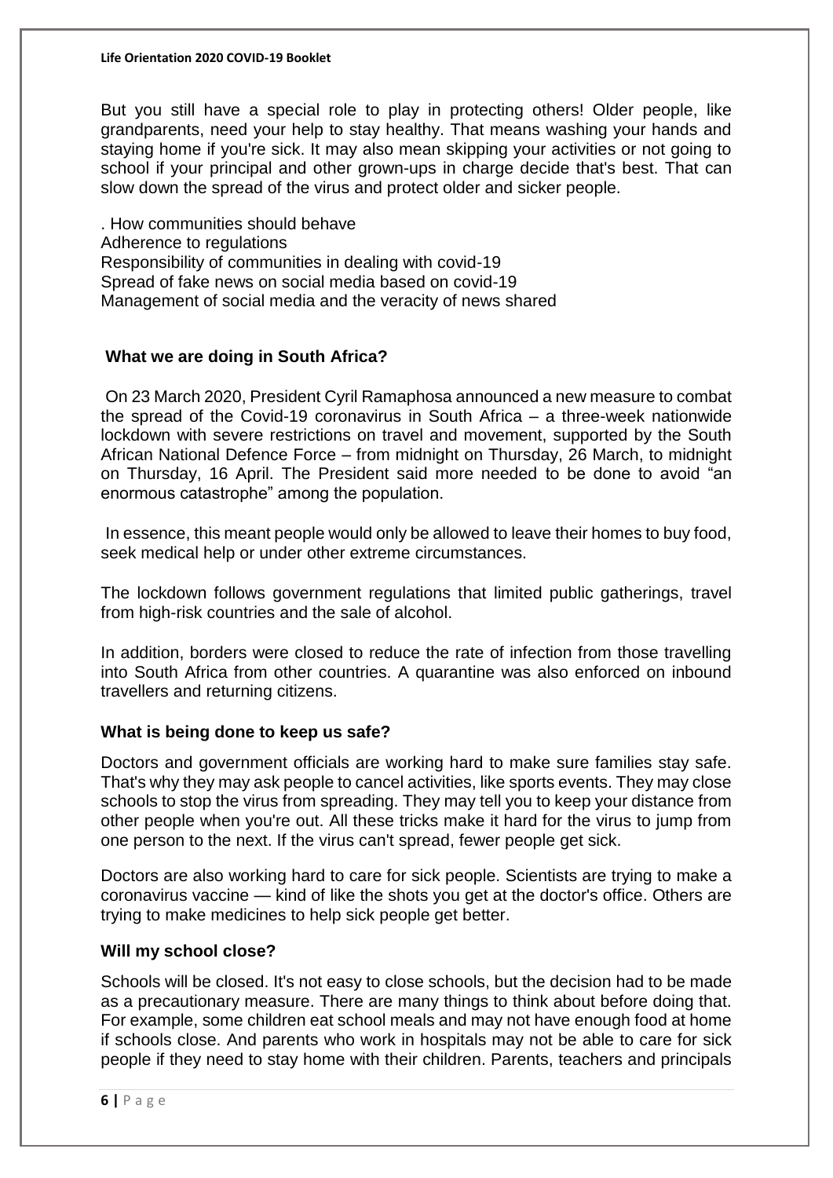But you still have a special role to play in protecting others! Older people, like grandparents, need your help to stay healthy. That means washing your hands and staying home if you're sick. It may also mean skipping your activities or not going to school if your principal and other grown-ups in charge decide that's best. That can slow down the spread of the virus and protect older and sicker people.

. How communities should behave
Adherence to regulations
Responsibility of communities in dealing with covid-19
Spread of fake news on social media based on covid-19
Management of social media and the veracity of news shared

## What we are doing in South Africa?

On 23 March 2020, President Cyril Ramaphosa announced a new measure to combat the spread of the Covid-19 coronavirus in South Africa – a three-week nationwide lockdown with severe restrictions on travel and movement, supported by the South African National Defence Force – from midnight on Thursday, 26 March, to midnight on Thursday, 16 April. The President said more needed to be done to avoid "an enormous catastrophe" among the population.

In essence, this meant people would only be allowed to leave their homes to buy food, seek medical help or under other extreme circumstances.

The lockdown follows government regulations that limited public gatherings, travel from high-risk countries and the sale of alcohol.

In addition, borders were closed to reduce the rate of infection from those travelling into South Africa from other countries. A quarantine was also enforced on inbound travellers and returning citizens.

## What is being done to keep us safe?

Doctors and government officials are working hard to make sure families stay safe. That's why they may ask people to cancel activities, like sports events. They may close schools to stop the virus from spreading. They may tell you to keep your distance from other people when you're out. All these tricks make it hard for the virus to jump from one person to the next. If the virus can't spread, fewer people get sick.

Doctors are also working hard to care for sick people. Scientists are trying to make a coronavirus vaccine — kind of like the shots you get at the doctor's office. Others are trying to make medicines to help sick people get better.

## Will my school close?

Schools will be closed. It's not easy to close schools, but the decision had to be made as a precautionary measure. There are many things to think about before doing that. For example, some children eat school meals and may not have enough food at home if schools close. And parents who work in hospitals may not be able to care for sick people if they need to stay home with their children. Parents, teachers and principals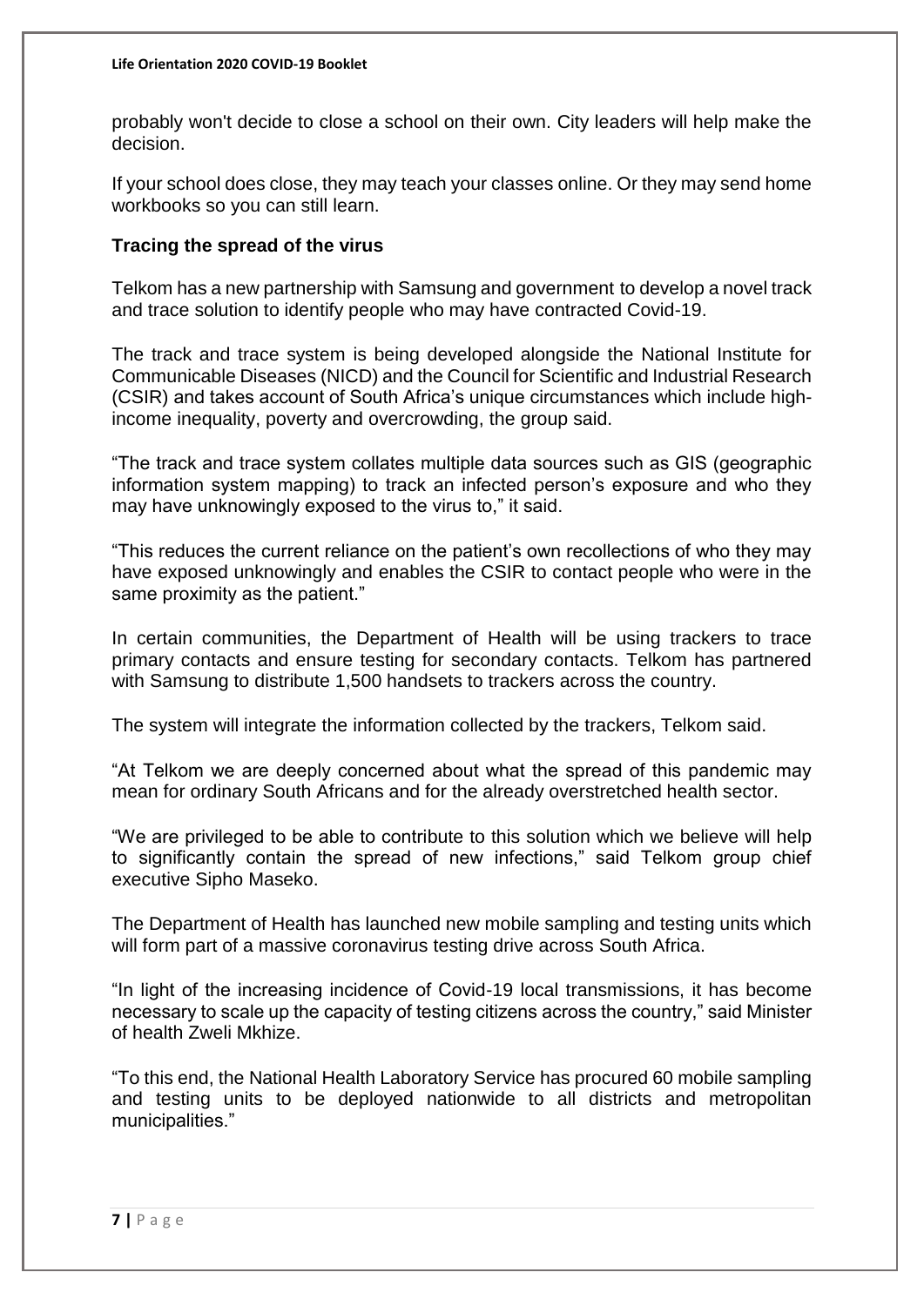probably won't decide to close a school on their own. City leaders will help make the decision.

If your school does close, they may teach your classes online. Or they may send home workbooks so you can still learn.

### Tracing the spread of the virus

Telkom has a new partnership with Samsung and government to develop a novel track and trace solution to identify people who may have contracted Covid-19.

The track and trace system is being developed alongside the National Institute for Communicable Diseases (NICD) and the Council for Scientific and Industrial Research (CSIR) and takes account of South Africa's unique circumstances which include high-income inequality, poverty and overcrowding, the group said.

"The track and trace system collates multiple data sources such as GIS (geographic information system mapping) to track an infected person's exposure and who they may have unknowingly exposed to the virus to," it said.

"This reduces the current reliance on the patient's own recollections of who they may have exposed unknowingly and enables the CSIR to contact people who were in the same proximity as the patient."

In certain communities, the Department of Health will be using trackers to trace primary contacts and ensure testing for secondary contacts. Telkom has partnered with Samsung to distribute 1,500 handsets to trackers across the country.

The system will integrate the information collected by the trackers, Telkom said.

"At Telkom we are deeply concerned about what the spread of this pandemic may mean for ordinary South Africans and for the already overstretched health sector.

"We are privileged to be able to contribute to this solution which we believe will help to significantly contain the spread of new infections," said Telkom group chief executive Sipho Maseko.

The Department of Health has launched new mobile sampling and testing units which will form part of a massive coronavirus testing drive across South Africa.

"In light of the increasing incidence of Covid-19 local transmissions, it has become necessary to scale up the capacity of testing citizens across the country," said Minister of health Zweli Mkhize.

"To this end, the National Health Laboratory Service has procured 60 mobile sampling and testing units to be deployed nationwide to all districts and metropolitan municipalities."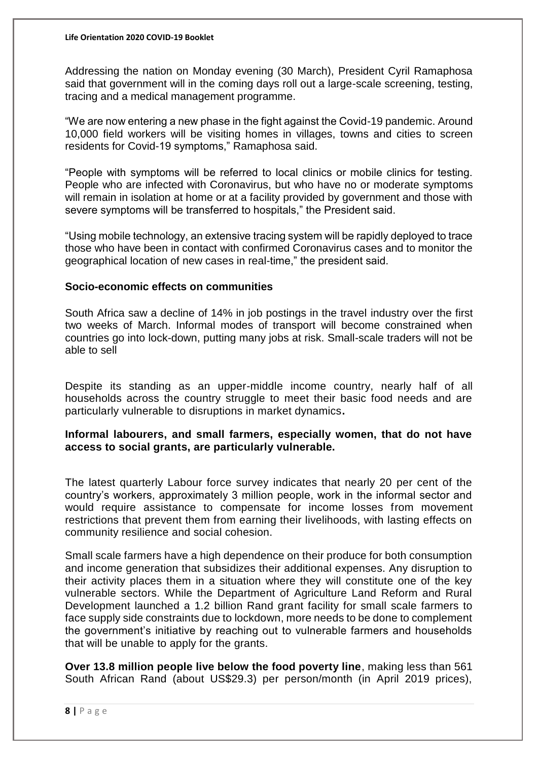Addressing the nation on Monday evening (30 March), President Cyril Ramaphosa said that government will in the coming days roll out a large-scale screening, testing, tracing and a medical management programme.

“We are now entering a new phase in the fight against the Covid-19 pandemic. Around 10,000 field workers will be visiting homes in villages, towns and cities to screen residents for Covid-19 symptoms,” Ramaphosa said.

“People with symptoms will be referred to local clinics or mobile clinics for testing. People who are infected with Coronavirus, but who have no or moderate symptoms will remain in isolation at home or at a facility provided by government and those with severe symptoms will be transferred to hospitals,” the President said.

“Using mobile technology, an extensive tracing system will be rapidly deployed to trace those who have been in contact with confirmed Coronavirus cases and to monitor the geographical location of new cases in real-time,” the president said.

**Socio-economic effects on communities**

South Africa saw a decline of 14% in job postings in the travel industry over the first two weeks of March. Informal modes of transport will become constrained when countries go into lock-down, putting many jobs at risk. Small-scale traders will not be able to sell

Despite its standing as an upper-middle income country, nearly half of all households across the country struggle to meet their basic food needs and are particularly vulnerable to disruptions in market dynamics**.**

**Informal labourers, and small farmers, especially women, that do not have access to social grants, are particularly vulnerable.**

The latest quarterly Labour force survey indicates that nearly 20 per cent of the country’s workers, approximately 3 million people, work in the informal sector and would require assistance to compensate for income losses from movement restrictions that prevent them from earning their livelihoods, with lasting effects on community resilience and social cohesion.

Small scale farmers have a high dependence on their produce for both consumption and income generation that subsidizes their additional expenses. Any disruption to their activity places them in a situation where they will constitute one of the key vulnerable sectors. While the Department of Agriculture Land Reform and Rural Development launched a 1.2 billion Rand grant facility for small scale farmers to face supply side constraints due to lockdown, more needs to be done to complement the government’s initiative by reaching out to vulnerable farmers and households that will be unable to apply for the grants.

**Over 13.8 million people live below the food poverty line**, making less than 561 South African Rand (about US$29.3) per person/month (in April 2019 prices),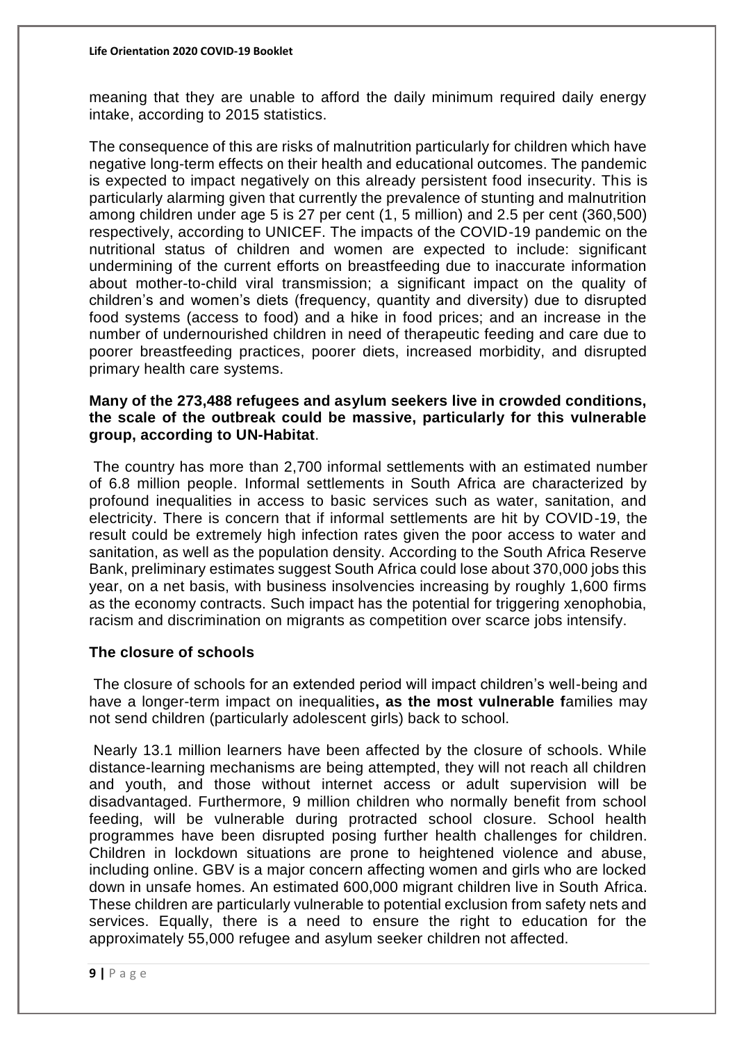meaning that they are unable to afford the daily minimum required daily energy intake, according to 2015 statistics.

The consequence of this are risks of malnutrition particularly for children which have negative long-term effects on their health and educational outcomes. The pandemic is expected to impact negatively on this already persistent food insecurity. This is particularly alarming given that currently the prevalence of stunting and malnutrition among children under age 5 is 27 per cent (1, 5 million) and 2.5 per cent (360,500) respectively, according to UNICEF. The impacts of the COVID-19 pandemic on the nutritional status of children and women are expected to include: significant undermining of the current efforts on breastfeeding due to inaccurate information about mother-to-child viral transmission; a significant impact on the quality of children's and women's diets (frequency, quantity and diversity) due to disrupted food systems (access to food) and a hike in food prices; and an increase in the number of undernourished children in need of therapeutic feeding and care due to poorer breastfeeding practices, poorer diets, increased morbidity, and disrupted primary health care systems.

**Many of the 273,488 refugees and asylum seekers live in crowded conditions, the scale of the outbreak could be massive, particularly for this vulnerable group, according to UN-Habitat**.

The country has more than 2,700 informal settlements with an estimated number of 6.8 million people. Informal settlements in South Africa are characterized by profound inequalities in access to basic services such as water, sanitation, and electricity. There is concern that if informal settlements are hit by COVID-19, the result could be extremely high infection rates given the poor access to water and sanitation, as well as the population density. According to the South Africa Reserve Bank, preliminary estimates suggest South Africa could lose about 370,000 jobs this year, on a net basis, with business insolvencies increasing by roughly 1,600 firms as the economy contracts. Such impact has the potential for triggering xenophobia, racism and discrimination on migrants as competition over scarce jobs intensify.

## The closure of schools

The closure of schools for an extended period will impact children's well-being and have a longer-term impact on inequalities**, as the most vulnerable f**amilies may not send children (particularly adolescent girls) back to school.

Nearly 13.1 million learners have been affected by the closure of schools. While distance-learning mechanisms are being attempted, they will not reach all children and youth, and those without internet access or adult supervision will be disadvantaged. Furthermore, 9 million children who normally benefit from school feeding, will be vulnerable during protracted school closure. School health programmes have been disrupted posing further health challenges for children. Children in lockdown situations are prone to heightened violence and abuse, including online. GBV is a major concern affecting women and girls who are locked down in unsafe homes. An estimated 600,000 migrant children live in South Africa. These children are particularly vulnerable to potential exclusion from safety nets and services. Equally, there is a need to ensure the right to education for the approximately 55,000 refugee and asylum seeker children not affected.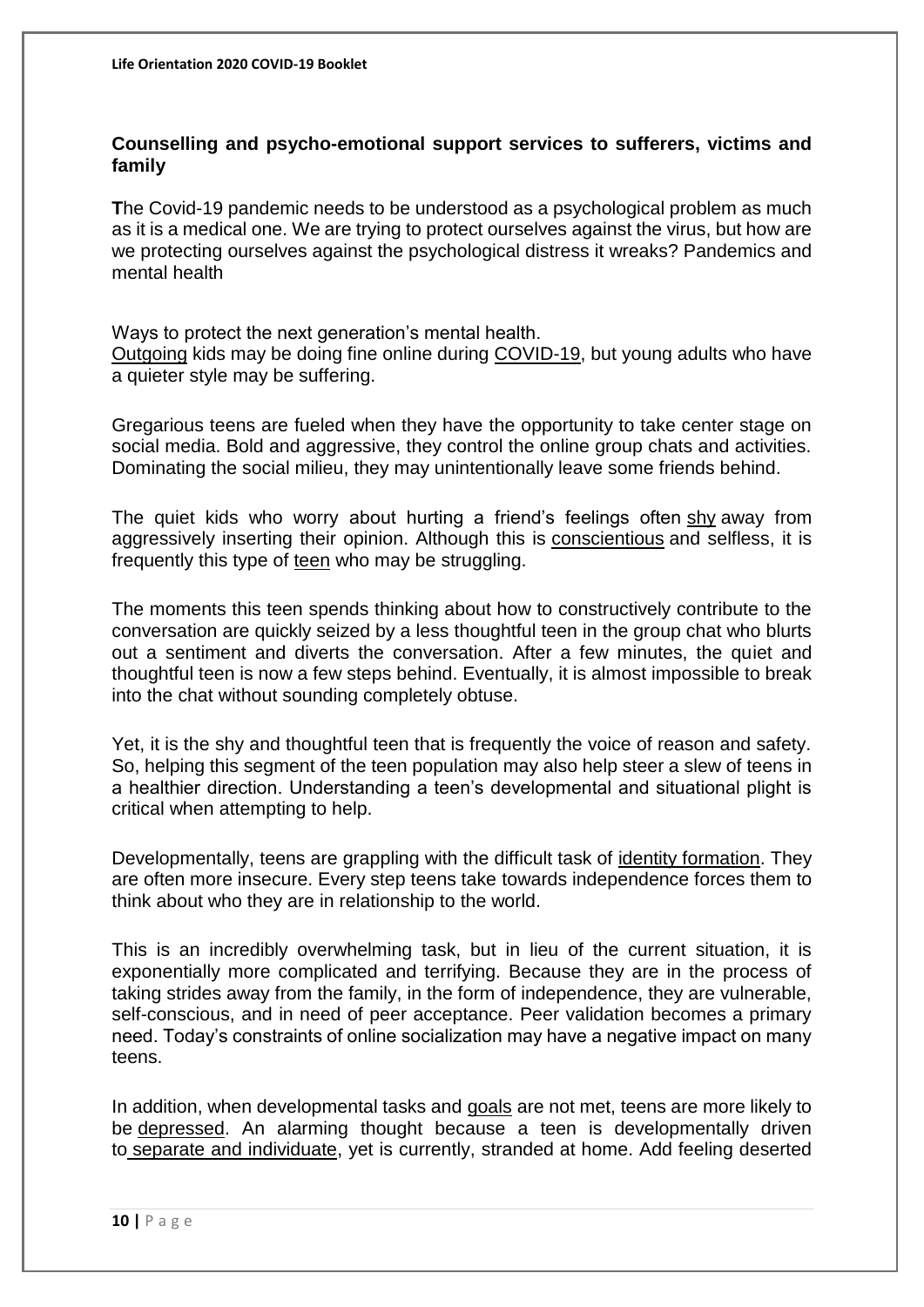## Counselling and psycho-emotional support services to sufferers, victims and family

**T**he Covid-19 pandemic needs to be understood as a psychological problem as much as it is a medical one. We are trying to protect ourselves against the virus, but how are we protecting ourselves against the psychological distress it wreaks? Pandemics and mental health

Ways to protect the next generation's mental health.
Outgoing kids may be doing fine online during COVID-19, but young adults who have a quieter style may be suffering.

Gregarious teens are fueled when they have the opportunity to take center stage on social media. Bold and aggressive, they control the online group chats and activities. Dominating the social milieu, they may unintentionally leave some friends behind.

The quiet kids who worry about hurting a friend's feelings often shy away from aggressively inserting their opinion. Although this is conscientious and selfless, it is frequently this type of teen who may be struggling.

The moments this teen spends thinking about how to constructively contribute to the conversation are quickly seized by a less thoughtful teen in the group chat who blurts out a sentiment and diverts the conversation. After a few minutes, the quiet and thoughtful teen is now a few steps behind. Eventually, it is almost impossible to break into the chat without sounding completely obtuse.

Yet, it is the shy and thoughtful teen that is frequently the voice of reason and safety. So, helping this segment of the teen population may also help steer a slew of teens in a healthier direction. Understanding a teen's developmental and situational plight is critical when attempting to help.

Developmentally, teens are grappling with the difficult task of identity formation. They are often more insecure. Every step teens take towards independence forces them to think about who they are in relationship to the world.

This is an incredibly overwhelming task, but in lieu of the current situation, it is exponentially more complicated and terrifying. Because they are in the process of taking strides away from the family, in the form of independence, they are vulnerable, self-conscious, and in need of peer acceptance. Peer validation becomes a primary need. Today's constraints of online socialization may have a negative impact on many teens.

In addition, when developmental tasks and goals are not met, teens are more likely to be depressed. An alarming thought because a teen is developmentally driven to separate and individuate, yet is currently, stranded at home. Add feeling deserted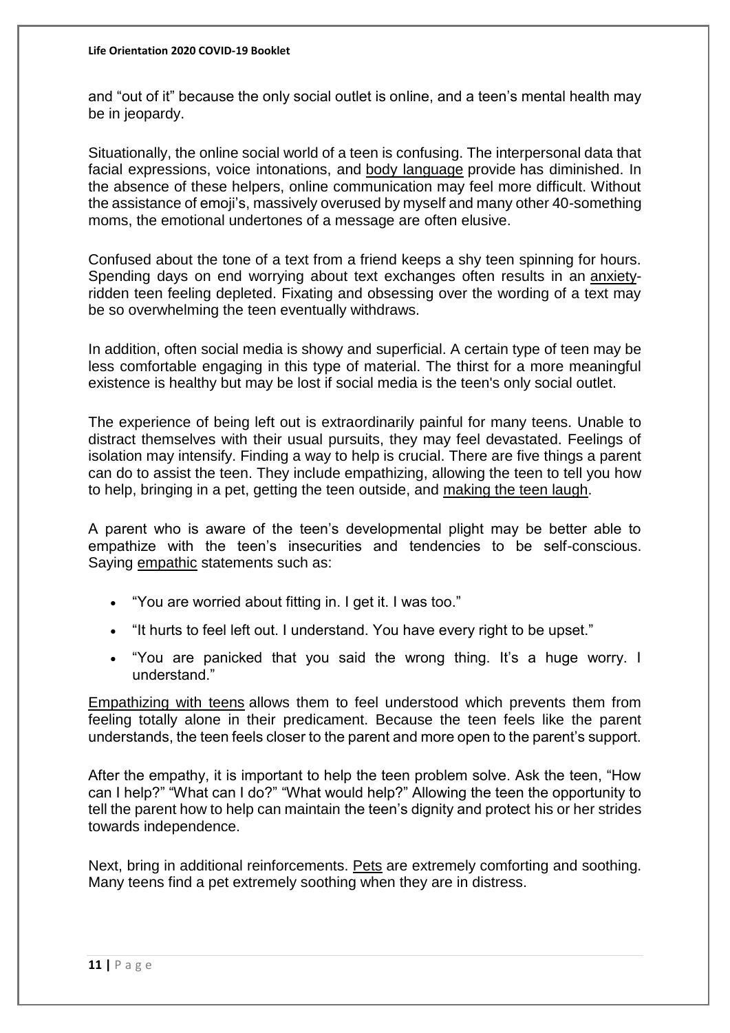and "out of it" because the only social outlet is online, and a teen's mental health may be in jeopardy.

Situationally, the online social world of a teen is confusing. The interpersonal data that facial expressions, voice intonations, and body language provide has diminished. In the absence of these helpers, online communication may feel more difficult. Without the assistance of emoji's, massively overused by myself and many other 40-something moms, the emotional undertones of a message are often elusive.

Confused about the tone of a text from a friend keeps a shy teen spinning for hours. Spending days on end worrying about text exchanges often results in an anxiety-ridden teen feeling depleted. Fixating and obsessing over the wording of a text may be so overwhelming the teen eventually withdraws.

In addition, often social media is showy and superficial. A certain type of teen may be less comfortable engaging in this type of material. The thirst for a more meaningful existence is healthy but may be lost if social media is the teen's only social outlet.

The experience of being left out is extraordinarily painful for many teens. Unable to distract themselves with their usual pursuits, they may feel devastated. Feelings of isolation may intensify. Finding a way to help is crucial. There are five things a parent can do to assist the teen. They include empathizing, allowing the teen to tell you how to help, bringing in a pet, getting the teen outside, and making the teen laugh.

A parent who is aware of the teen's developmental plight may be better able to empathize with the teen's insecurities and tendencies to be self-conscious. Saying empathic statements such as:

- "You are worried about fitting in. I get it. I was too."
- "It hurts to feel left out. I understand. You have every right to be upset."
- "You are panicked that you said the wrong thing. It's a huge worry. I understand."

Empathizing with teens allows them to feel understood which prevents them from feeling totally alone in their predicament. Because the teen feels like the parent understands, the teen feels closer to the parent and more open to the parent's support.

After the empathy, it is important to help the teen problem solve. Ask the teen, "How can I help?" "What can I do?" "What would help?" Allowing the teen the opportunity to tell the parent how to help can maintain the teen's dignity and protect his or her strides towards independence.

Next, bring in additional reinforcements. Pets are extremely comforting and soothing. Many teens find a pet extremely soothing when they are in distress.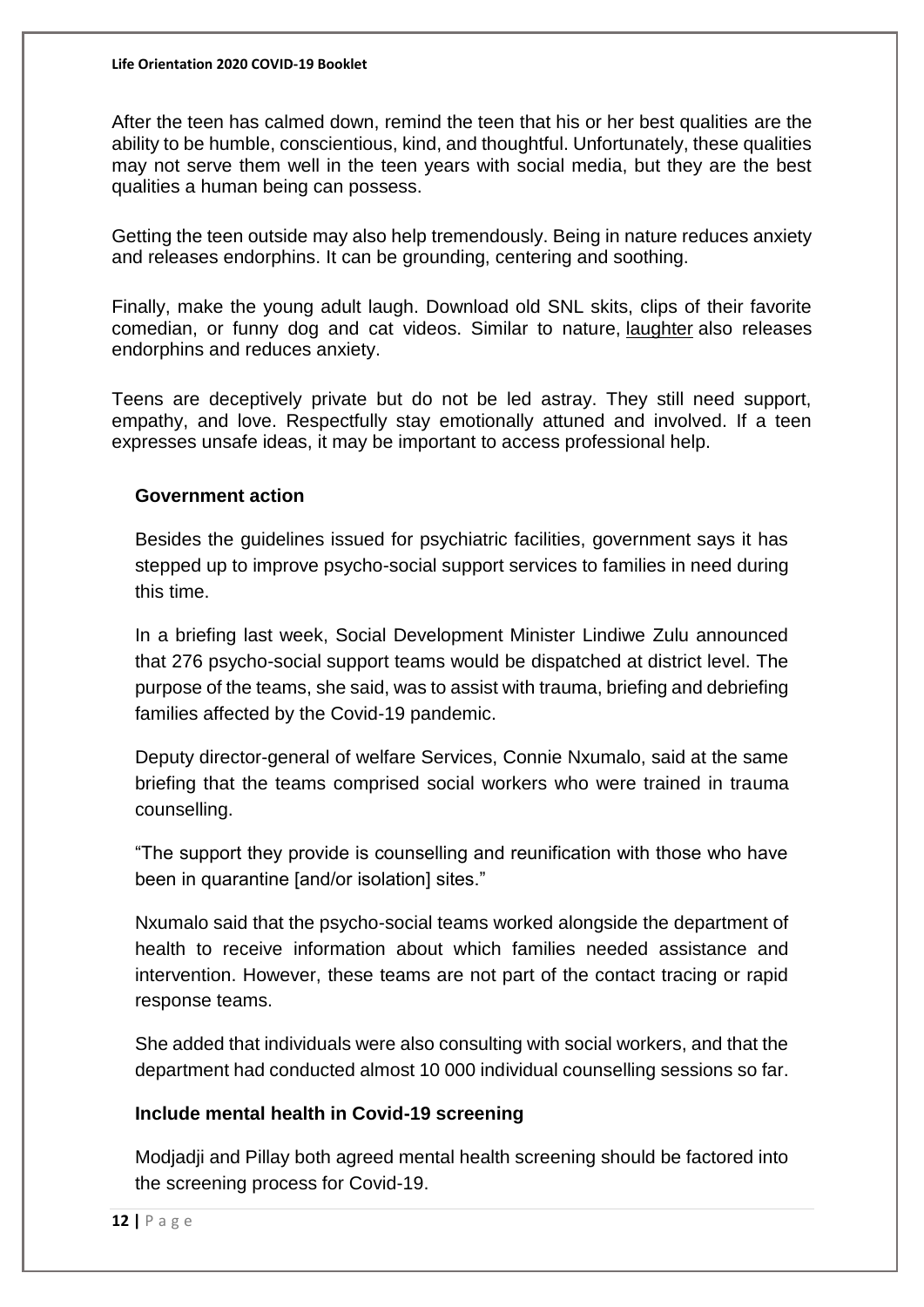After the teen has calmed down, remind the teen that his or her best qualities are the ability to be humble, conscientious, kind, and thoughtful. Unfortunately, these qualities may not serve them well in the teen years with social media, but they are the best qualities a human being can possess.

Getting the teen outside may also help tremendously. Being in nature reduces anxiety and releases endorphins. It can be grounding, centering and soothing.

Finally, make the young adult laugh. Download old SNL skits, clips of their favorite comedian, or funny dog and cat videos. Similar to nature, laughter also releases endorphins and reduces anxiety.

Teens are deceptively private but do not be led astray. They still need support, empathy, and love. Respectfully stay emotionally attuned and involved. If a teen expresses unsafe ideas, it may be important to access professional help.

**Government action**

Besides the guidelines issued for psychiatric facilities, government says it has stepped up to improve psycho-social support services to families in need during this time.

In a briefing last week, Social Development Minister Lindiwe Zulu announced that 276 psycho-social support teams would be dispatched at district level. The purpose of the teams, she said, was to assist with trauma, briefing and debriefing families affected by the Covid-19 pandemic.

Deputy director-general of welfare Services, Connie Nxumalo, said at the same briefing that the teams comprised social workers who were trained in trauma counselling.

"The support they provide is counselling and reunification with those who have been in quarantine [and/or isolation] sites."

Nxumalo said that the psycho-social teams worked alongside the department of health to receive information about which families needed assistance and intervention. However, these teams are not part of the contact tracing or rapid response teams.

She added that individuals were also consulting with social workers, and that the department had conducted almost 10 000 individual counselling sessions so far.

**Include mental health in Covid-19 screening**

Modjadji and Pillay both agreed mental health screening should be factored into the screening process for Covid-19.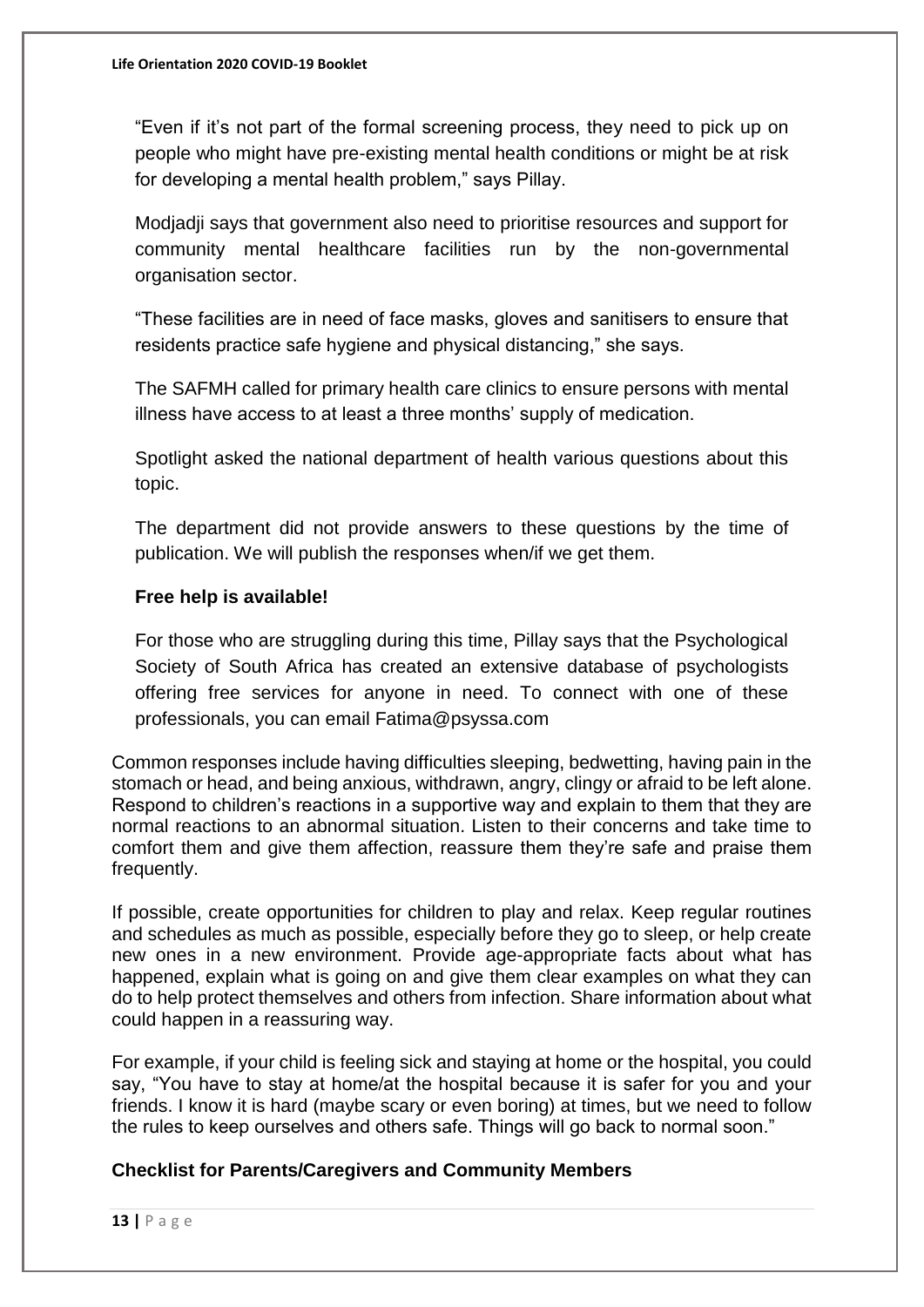"Even if it's not part of the formal screening process, they need to pick up on people who might have pre-existing mental health conditions or might be at risk for developing a mental health problem," says Pillay.

Modjadji says that government also need to prioritise resources and support for community mental healthcare facilities run by the non-governmental organisation sector.

"These facilities are in need of face masks, gloves and sanitisers to ensure that residents practice safe hygiene and physical distancing," she says.

The SAFMH called for primary health care clinics to ensure persons with mental illness have access to at least a three months' supply of medication.

Spotlight asked the national department of health various questions about this topic.

The department did not provide answers to these questions by the time of publication. We will publish the responses when/if we get them.

**Free help is available!**

For those who are struggling during this time, Pillay says that the Psychological Society of South Africa has created an extensive database of psychologists offering free services for anyone in need. To connect with one of these professionals, you can email Fatima@psyssa.com

Common responses include having difficulties sleeping, bedwetting, having pain in the stomach or head, and being anxious, withdrawn, angry, clingy or afraid to be left alone. Respond to children's reactions in a supportive way and explain to them that they are normal reactions to an abnormal situation. Listen to their concerns and take time to comfort them and give them affection, reassure them they're safe and praise them frequently.

If possible, create opportunities for children to play and relax. Keep regular routines and schedules as much as possible, especially before they go to sleep, or help create new ones in a new environment. Provide age-appropriate facts about what has happened, explain what is going on and give them clear examples on what they can do to help protect themselves and others from infection. Share information about what could happen in a reassuring way.

For example, if your child is feeling sick and staying at home or the hospital, you could say, "You have to stay at home/at the hospital because it is safer for you and your friends. I know it is hard (maybe scary or even boring) at times, but we need to follow the rules to keep ourselves and others safe. Things will go back to normal soon."

**Checklist for Parents/Caregivers and Community Members**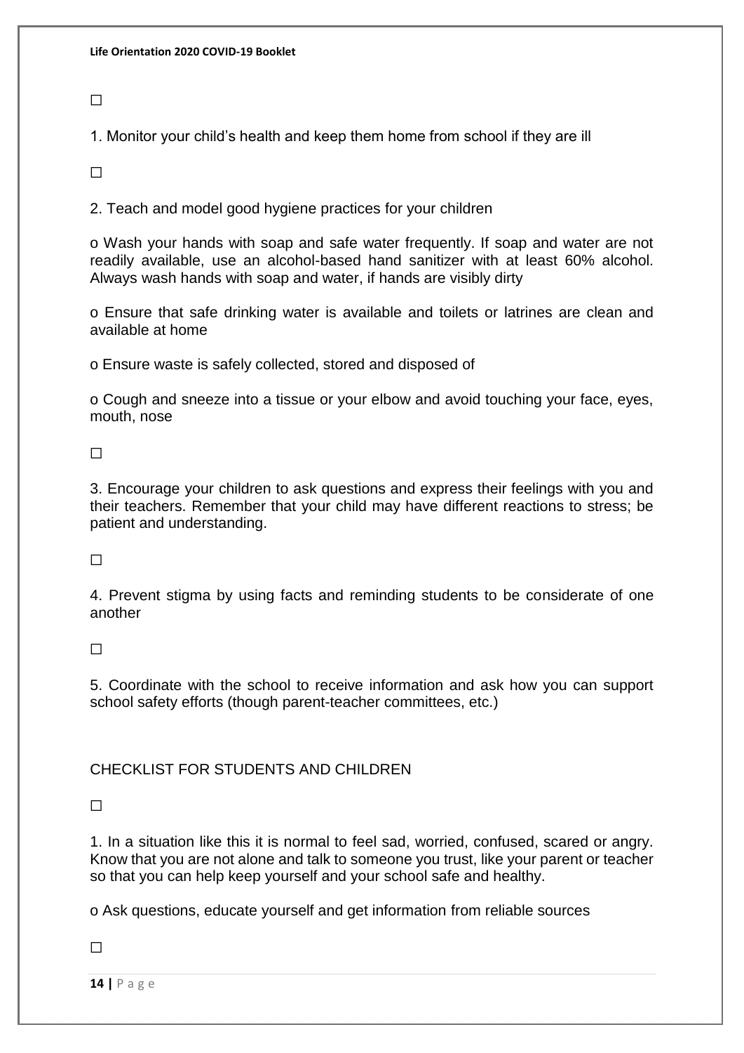☐

1. Monitor your child's health and keep them home from school if they are ill

☐

2. Teach and model good hygiene practices for your children

o Wash your hands with soap and safe water frequently. If soap and water are not readily available, use an alcohol-based hand sanitizer with at least 60% alcohol. Always wash hands with soap and water, if hands are visibly dirty

o Ensure that safe drinking water is available and toilets or latrines are clean and available at home

o Ensure waste is safely collected, stored and disposed of

o Cough and sneeze into a tissue or your elbow and avoid touching your face, eyes, mouth, nose

☐

3. Encourage your children to ask questions and express their feelings with you and their teachers. Remember that your child may have different reactions to stress; be patient and understanding.

☐

4. Prevent stigma by using facts and reminding students to be considerate of one another

☐

5. Coordinate with the school to receive information and ask how you can support school safety efforts (though parent-teacher committees, etc.)

CHECKLIST FOR STUDENTS AND CHILDREN

☐

1. In a situation like this it is normal to feel sad, worried, confused, scared or angry. Know that you are not alone and talk to someone you trust, like your parent or teacher so that you can help keep yourself and your school safe and healthy.

o Ask questions, educate yourself and get information from reliable sources

☐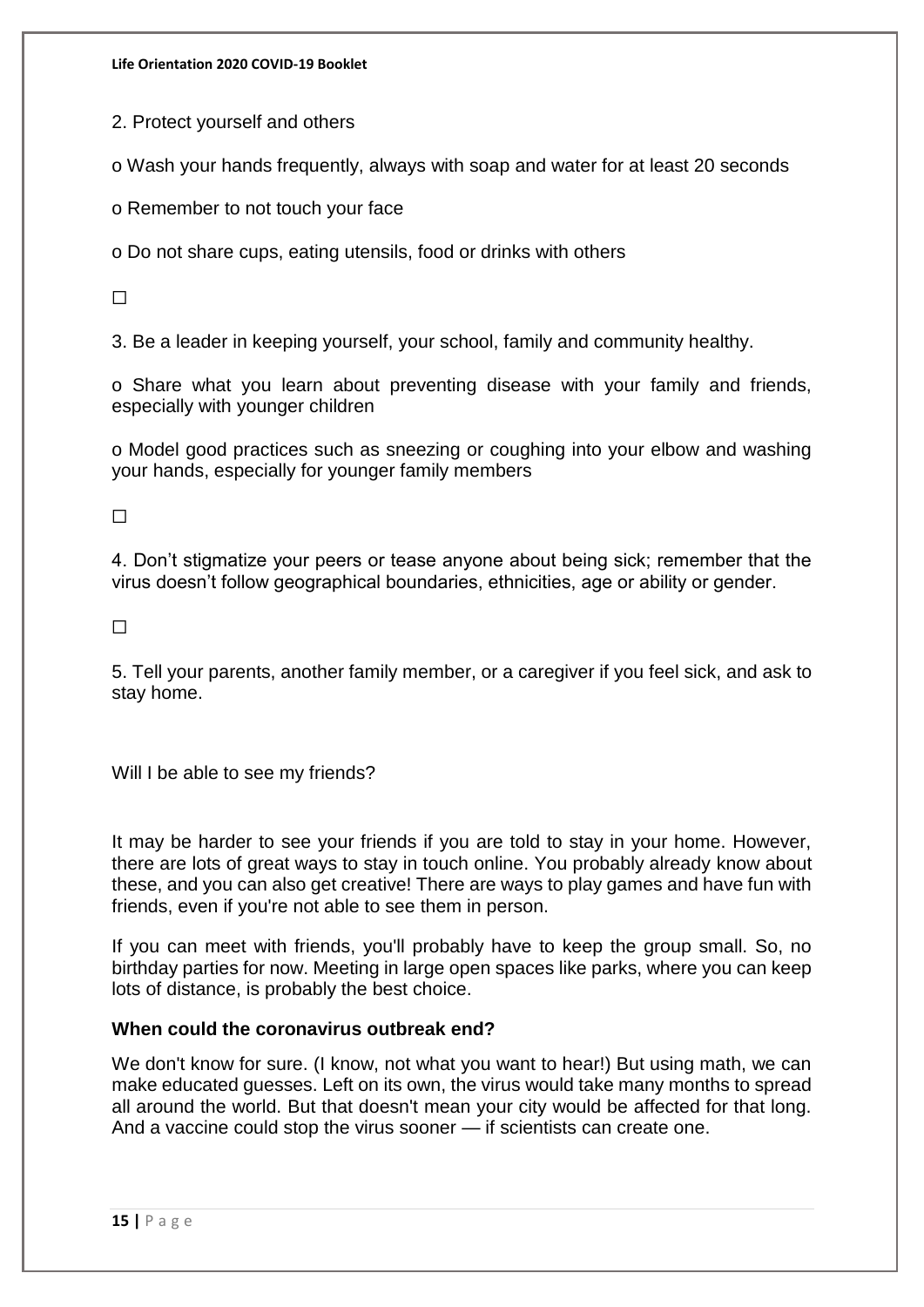2. Protect yourself and others

o Wash your hands frequently, always with soap and water for at least 20 seconds

o Remember to not touch your face

o Do not share cups, eating utensils, food or drinks with others

☐

3. Be a leader in keeping yourself, your school, family and community healthy.

o Share what you learn about preventing disease with your family and friends, especially with younger children

o Model good practices such as sneezing or coughing into your elbow and washing your hands, especially for younger family members

☐

4. Don't stigmatize your peers or tease anyone about being sick; remember that the virus doesn't follow geographical boundaries, ethnicities, age or ability or gender.

☐

5. Tell your parents, another family member, or a caregiver if you feel sick, and ask to stay home.

Will I be able to see my friends?

It may be harder to see your friends if you are told to stay in your home. However, there are lots of great ways to stay in touch online. You probably already know about these, and you can also get creative! There are ways to play games and have fun with friends, even if you're not able to see them in person.

If you can meet with friends, you'll probably have to keep the group small. So, no birthday parties for now. Meeting in large open spaces like parks, where you can keep lots of distance, is probably the best choice.

**When could the coronavirus outbreak end?**

We don't know for sure. (I know, not what you want to hear!) But using math, we can make educated guesses. Left on its own, the virus would take many months to spread all around the world. But that doesn't mean your city would be affected for that long. And a vaccine could stop the virus sooner — if scientists can create one.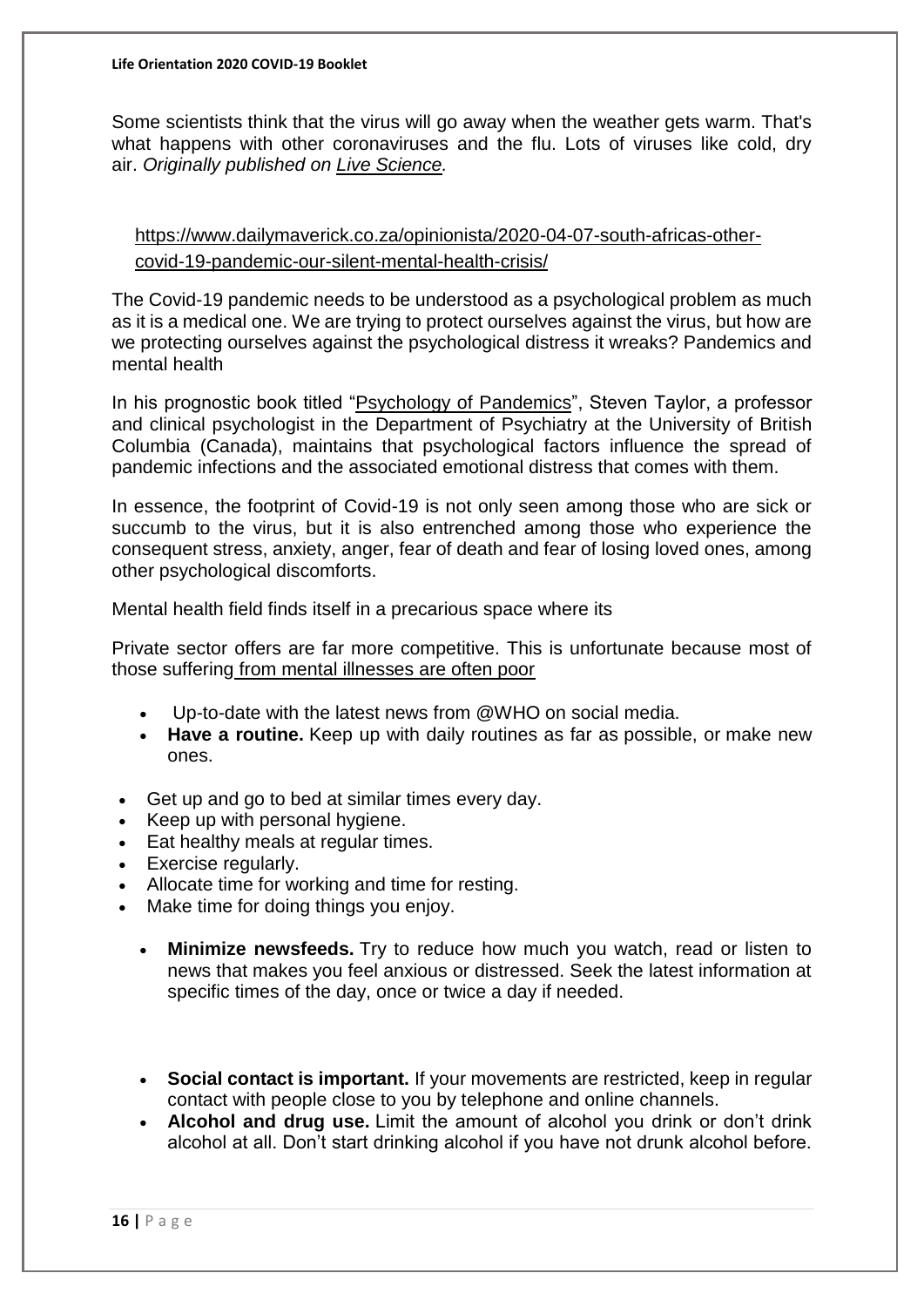Some scientists think that the virus will go away when the weather gets warm. That's what happens with other coronaviruses and the flu. Lots of viruses like cold, dry air. *Originally published on Live Science.*

https://www.dailymaverick.co.za/opinionista/2020-04-07-south-africas-other-covid-19-pandemic-our-silent-mental-health-crisis/

The Covid-19 pandemic needs to be understood as a psychological problem as much as it is a medical one. We are trying to protect ourselves against the virus, but how are we protecting ourselves against the psychological distress it wreaks? Pandemics and mental health

In his prognostic book titled "Psychology of Pandemics", Steven Taylor, a professor and clinical psychologist in the Department of Psychiatry at the University of British Columbia (Canada), maintains that psychological factors influence the spread of pandemic infections and the associated emotional distress that comes with them.

In essence, the footprint of Covid-19 is not only seen among those who are sick or succumb to the virus, but it is also entrenched among those who experience the consequent stress, anxiety, anger, fear of death and fear of losing loved ones, among other psychological discomforts.

Mental health field finds itself in a precarious space where its

Private sector offers are far more competitive. This is unfortunate because most of those suffering from mental illnesses are often poor

- Up-to-date with the latest news from @WHO on social media.
- **Have a routine.** Keep up with daily routines as far as possible, or make new ones.

- Get up and go to bed at similar times every day.
- Keep up with personal hygiene.
- Eat healthy meals at regular times.
- Exercise regularly.
- Allocate time for working and time for resting.
- Make time for doing things you enjoy.

- **Minimize newsfeeds.** Try to reduce how much you watch, read or listen to news that makes you feel anxious or distressed. Seek the latest information at specific times of the day, once or twice a day if needed.

- **Social contact is important.** If your movements are restricted, keep in regular contact with people close to you by telephone and online channels.
- **Alcohol and drug use.** Limit the amount of alcohol you drink or don't drink alcohol at all. Don't start drinking alcohol if you have not drunk alcohol before.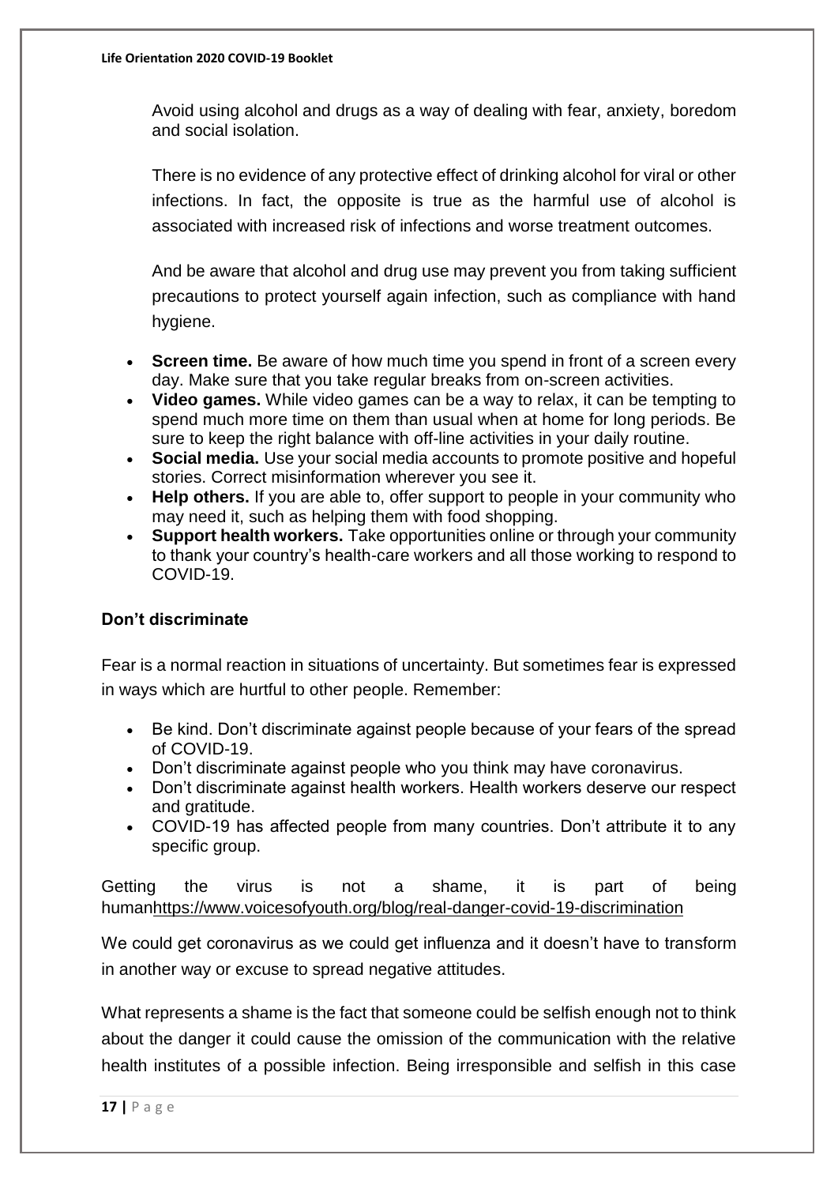Avoid using alcohol and drugs as a way of dealing with fear, anxiety, boredom and social isolation.

There is no evidence of any protective effect of drinking alcohol for viral or other infections. In fact, the opposite is true as the harmful use of alcohol is associated with increased risk of infections and worse treatment outcomes.

And be aware that alcohol and drug use may prevent you from taking sufficient precautions to protect yourself again infection, such as compliance with hand hygiene.

- **Screen time.** Be aware of how much time you spend in front of a screen every day. Make sure that you take regular breaks from on-screen activities.
- **Video games.** While video games can be a way to relax, it can be tempting to spend much more time on them than usual when at home for long periods. Be sure to keep the right balance with off-line activities in your daily routine.
- **Social media.** Use your social media accounts to promote positive and hopeful stories. Correct misinformation wherever you see it.
- **Help others.** If you are able to, offer support to people in your community who may need it, such as helping them with food shopping.
- **Support health workers.** Take opportunities online or through your community to thank your country's health-care workers and all those working to respond to COVID-19.

### Don't discriminate

Fear is a normal reaction in situations of uncertainty. But sometimes fear is expressed in ways which are hurtful to other people. Remember:

- Be kind. Don't discriminate against people because of your fears of the spread of COVID-19.
- Don't discriminate against people who you think may have coronavirus.
- Don't discriminate against health workers. Health workers deserve our respect and gratitude.
- COVID-19 has affected people from many countries. Don't attribute it to any specific group.

Getting the virus is not a shame, it is part of being humanhttps://www.voicesofyouth.org/blog/real-danger-covid-19-discrimination

We could get coronavirus as we could get influenza and it doesn't have to transform in another way or excuse to spread negative attitudes.

What represents a shame is the fact that someone could be selfish enough not to think about the danger it could cause the omission of the communication with the relative health institutes of a possible infection. Being irresponsible and selfish in this case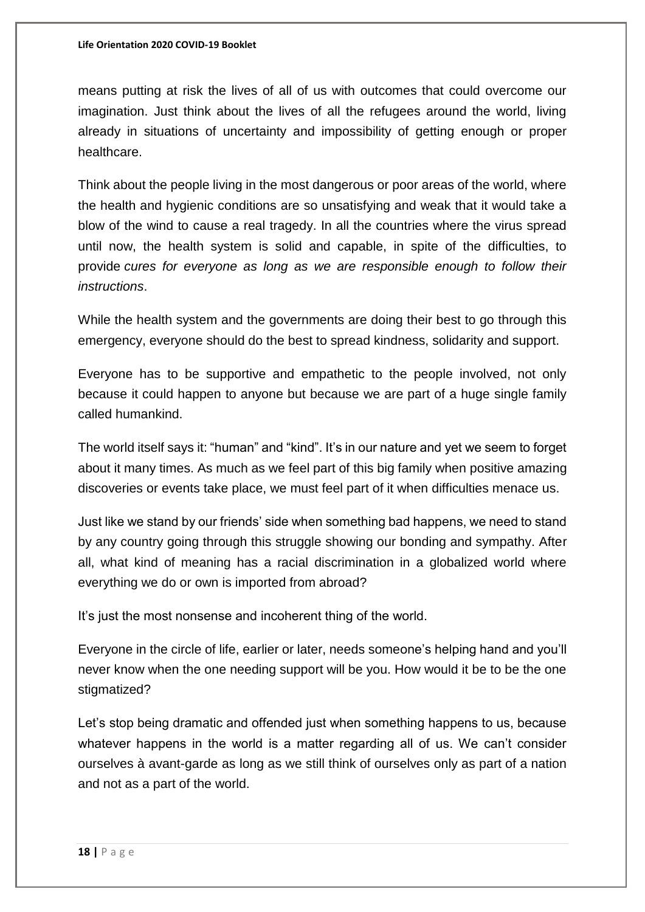means putting at risk the lives of all of us with outcomes that could overcome our imagination. Just think about the lives of all the refugees around the world, living already in situations of uncertainty and impossibility of getting enough or proper healthcare.

Think about the people living in the most dangerous or poor areas of the world, where the health and hygienic conditions are so unsatisfying and weak that it would take a blow of the wind to cause a real tragedy. In all the countries where the virus spread until now, the health system is solid and capable, in spite of the difficulties, to provide *cures for everyone as long as we are responsible enough to follow their instructions*.

While the health system and the governments are doing their best to go through this emergency, everyone should do the best to spread kindness, solidarity and support.

Everyone has to be supportive and empathetic to the people involved, not only because it could happen to anyone but because we are part of a huge single family called humankind.

The world itself says it: "human" and "kind". It's in our nature and yet we seem to forget about it many times. As much as we feel part of this big family when positive amazing discoveries or events take place, we must feel part of it when difficulties menace us.

Just like we stand by our friends' side when something bad happens, we need to stand by any country going through this struggle showing our bonding and sympathy. After all, what kind of meaning has a racial discrimination in a globalized world where everything we do or own is imported from abroad?

It's just the most nonsense and incoherent thing of the world.

Everyone in the circle of life, earlier or later, needs someone's helping hand and you'll never know when the one needing support will be you. How would it be to be the one stigmatized?

Let's stop being dramatic and offended just when something happens to us, because whatever happens in the world is a matter regarding all of us. We can't consider ourselves à avant-garde as long as we still think of ourselves only as part of a nation and not as a part of the world.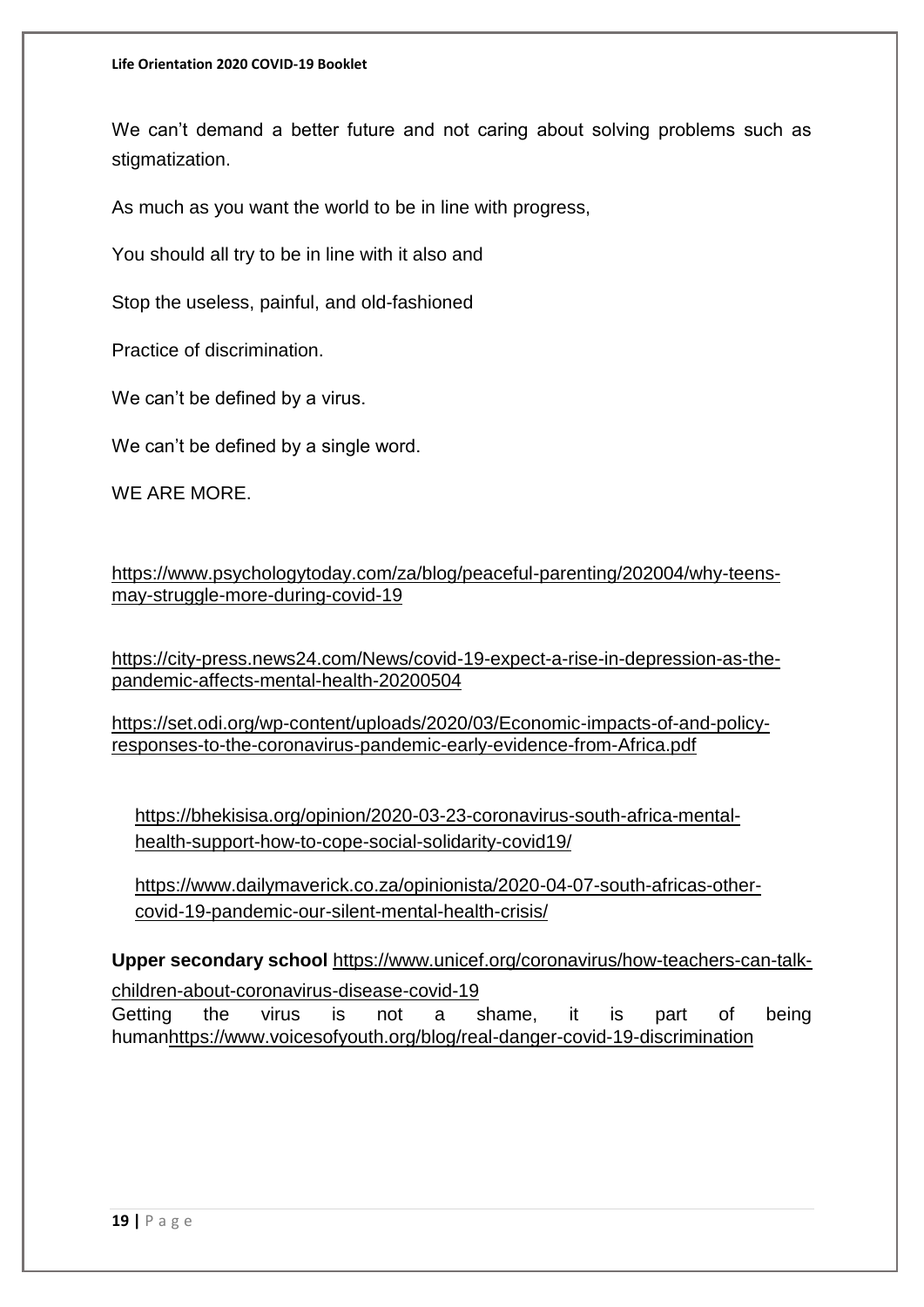We can't demand a better future and not caring about solving problems such as stigmatization.

As much as you want the world to be in line with progress,

You should all try to be in line with it also and

Stop the useless, painful, and old-fashioned

Practice of discrimination.

We can't be defined by a virus.

We can't be defined by a single word.

WE ARE MORE.

https://www.psychologytoday.com/za/blog/peaceful-parenting/202004/why-teens-may-struggle-more-during-covid-19

https://city-press.news24.com/News/covid-19-expect-a-rise-in-depression-as-the-pandemic-affects-mental-health-20200504

https://set.odi.org/wp-content/uploads/2020/03/Economic-impacts-of-and-policy-responses-to-the-coronavirus-pandemic-early-evidence-from-Africa.pdf

https://bhekisisa.org/opinion/2020-03-23-coronavirus-south-africa-mental-health-support-how-to-cope-social-solidarity-covid19/

https://www.dailymaverick.co.za/opinionista/2020-04-07-south-africas-other-covid-19-pandemic-our-silent-mental-health-crisis/

**Upper secondary school** https://www.unicef.org/coronavirus/how-teachers-can-talk-children-about-coronavirus-disease-covid-19

Getting the virus is not a shame, it is part of being humanhttps://www.voicesofyouth.org/blog/real-danger-covid-19-discrimination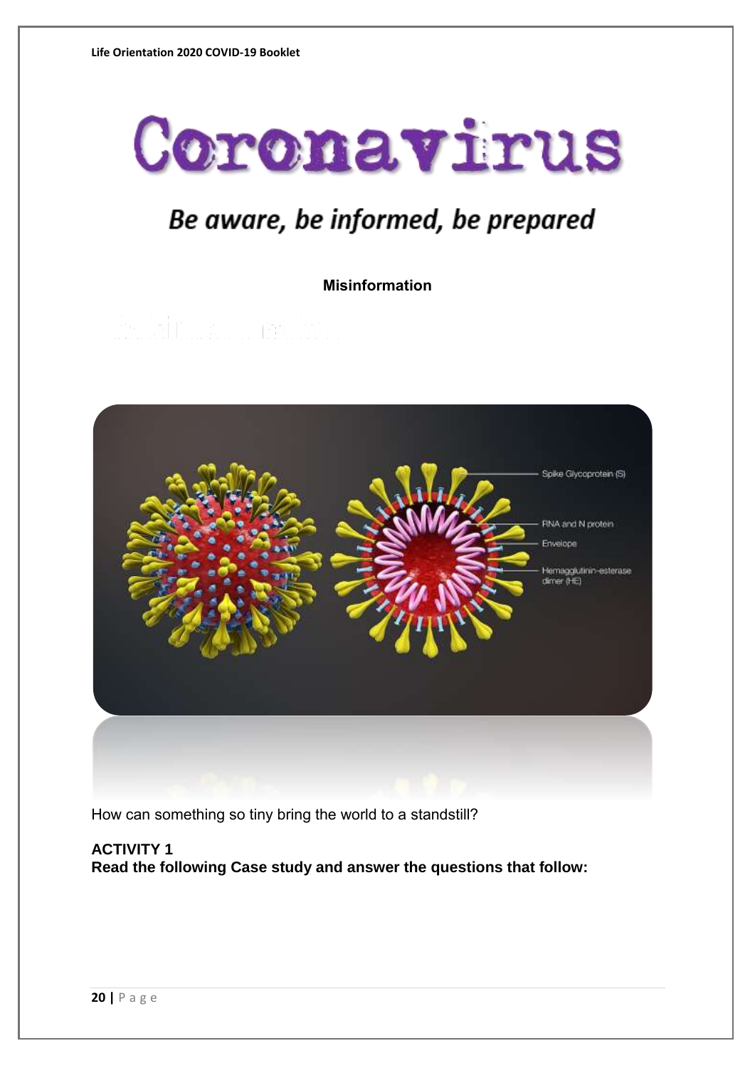# Coronavirus

## *Be aware, be informed, be prepared*

**Misinformation**

How can something so tiny bring the world to a standstill?

**ACTIVITY 1**

**Read the following Case study and answer the questions that follow:**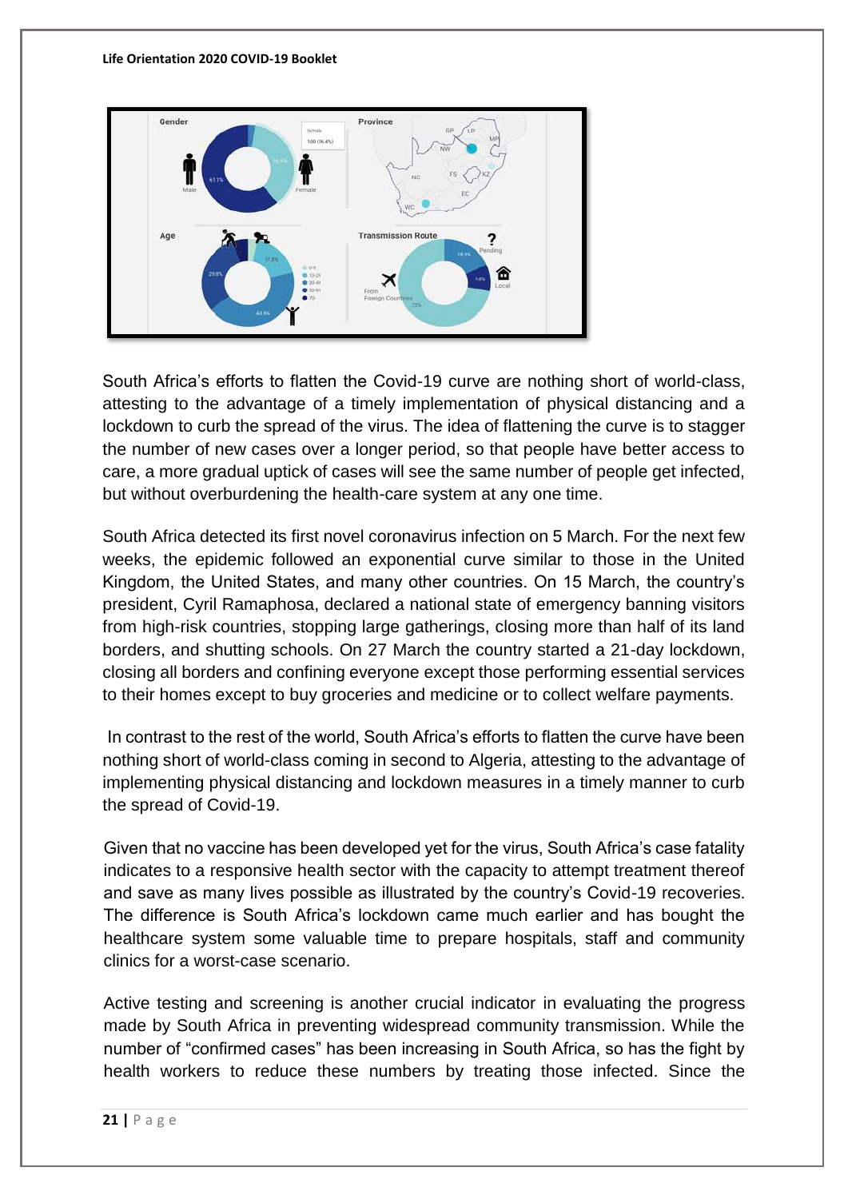South Africa's efforts to flatten the Covid-19 curve are nothing short of world-class, attesting to the advantage of a timely implementation of physical distancing and a lockdown to curb the spread of the virus. The idea of flattening the curve is to stagger the number of new cases over a longer period, so that people have better access to care, a more gradual uptick of cases will see the same number of people get infected, but without overburdening the health-care system at any one time.

South Africa detected its first novel coronavirus infection on 5 March. For the next few weeks, the epidemic followed an exponential curve similar to those in the United Kingdom, the United States, and many other countries. On 15 March, the country's president, Cyril Ramaphosa, declared a national state of emergency banning visitors from high-risk countries, stopping large gatherings, closing more than half of its land borders, and shutting schools. On 27 March the country started a 21-day lockdown, closing all borders and confining everyone except those performing essential services to their homes except to buy groceries and medicine or to collect welfare payments.

In contrast to the rest of the world, South Africa's efforts to flatten the curve have been nothing short of world-class coming in second to Algeria, attesting to the advantage of implementing physical distancing and lockdown measures in a timely manner to curb the spread of Covid-19.

Given that no vaccine has been developed yet for the virus, South Africa's case fatality indicates to a responsive health sector with the capacity to attempt treatment thereof and save as many lives possible as illustrated by the country's Covid-19 recoveries. The difference is South Africa's lockdown came much earlier and has bought the healthcare system some valuable time to prepare hospitals, staff and community clinics for a worst-case scenario.

Active testing and screening is another crucial indicator in evaluating the progress made by South Africa in preventing widespread community transmission. While the number of "confirmed cases" has been increasing in South Africa, so has the fight by health workers to reduce these numbers by treating those infected. Since the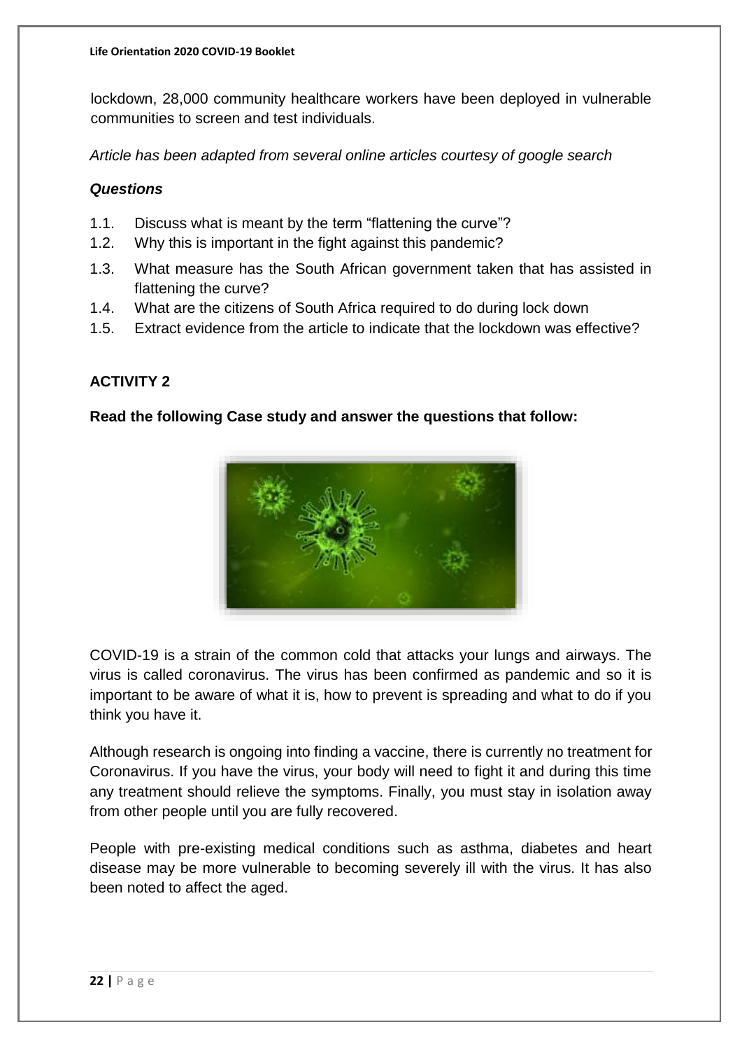lockdown, 28,000 community healthcare workers have been deployed in vulnerable communities to screen and test individuals.

*Article has been adapted from several online articles courtesy of google search*

***Questions***

1.1. Discuss what is meant by the term "flattening the curve"?

1.2. Why this is important in the fight against this pandemic?

1.3. What measure has the South African government taken that has assisted in flattening the curve?

1.4. What are the citizens of South Africa required to do during lock down

1.5. Extract evidence from the article to indicate that the lockdown was effective?

## ACTIVITY 2

**Read the following Case study and answer the questions that follow:**

COVID-19 is a strain of the common cold that attacks your lungs and airways. The virus is called coronavirus. The virus has been confirmed as pandemic and so it is important to be aware of what it is, how to prevent is spreading and what to do if you think you have it.

Although research is ongoing into finding a vaccine, there is currently no treatment for Coronavirus. If you have the virus, your body will need to fight it and during this time any treatment should relieve the symptoms. Finally, you must stay in isolation away from other people until you are fully recovered.

People with pre-existing medical conditions such as asthma, diabetes and heart disease may be more vulnerable to becoming severely ill with the virus. It has also been noted to affect the aged.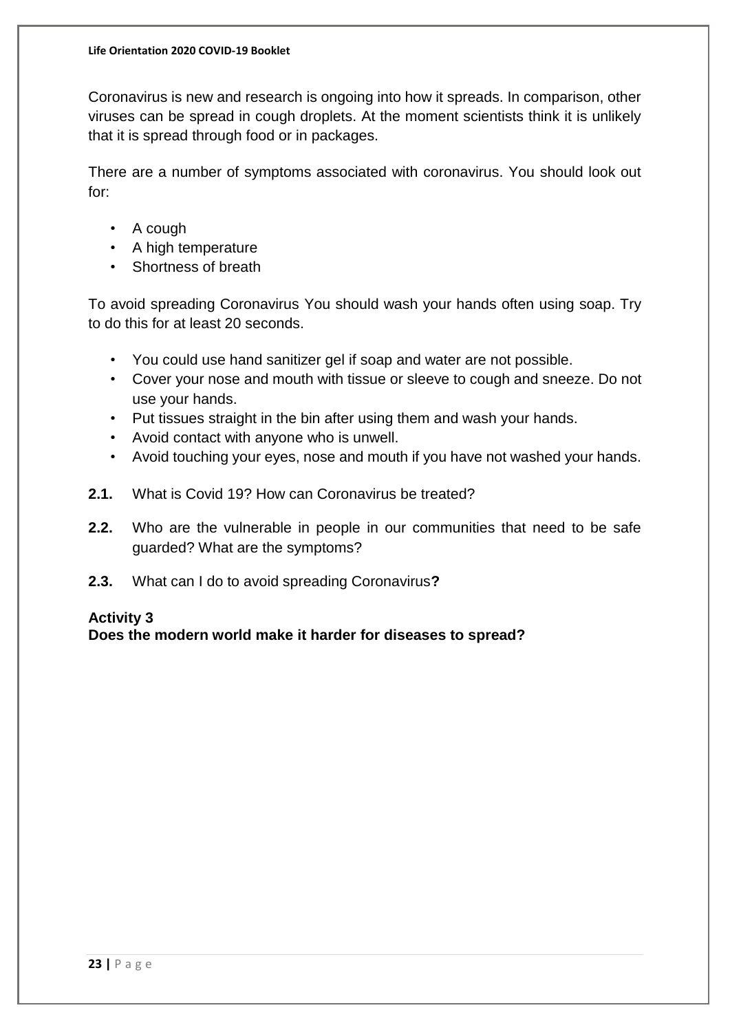Coronavirus is new and research is ongoing into how it spreads. In comparison, other viruses can be spread in cough droplets. At the moment scientists think it is unlikely that it is spread through food or in packages.

There are a number of symptoms associated with coronavirus. You should look out for:

- A cough
- A high temperature
- Shortness of breath

To avoid spreading Coronavirus You should wash your hands often using soap. Try to do this for at least 20 seconds.

- You could use hand sanitizer gel if soap and water are not possible.
- Cover your nose and mouth with tissue or sleeve to cough and sneeze. Do not use your hands.
- Put tissues straight in the bin after using them and wash your hands.
- Avoid contact with anyone who is unwell.
- Avoid touching your eyes, nose and mouth if you have not washed your hands.

**2.1.** What is Covid 19? How can Coronavirus be treated?

**2.2.** Who are the vulnerable in people in our communities that need to be safe guarded? What are the symptoms?

**2.3.** What can I do to avoid spreading Coronavirus**?**

**Activity 3**
**Does the modern world make it harder for diseases to spread?**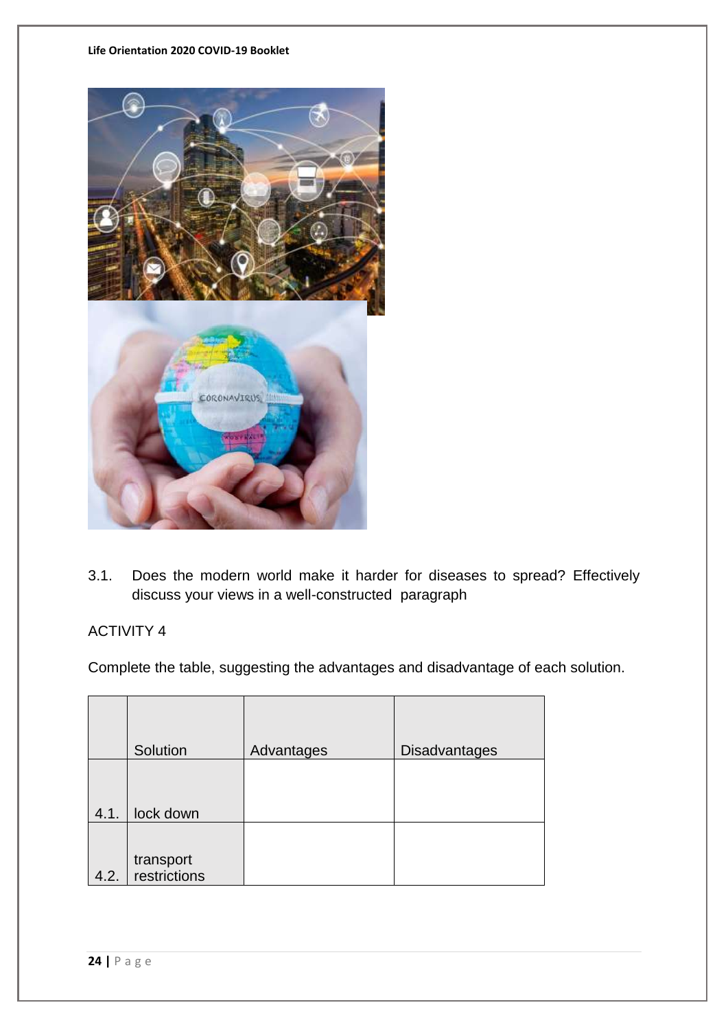3.1. Does the modern world make it harder for diseases to spread? Effectively discuss your views in a well-constructed paragraph

ACTIVITY 4

Complete the table, suggesting the advantages and disadvantage of each solution.

| | Solution | Advantages | Disadvantages |
|---|---|---|---|
| 4.1. | lock down | | |
| 4.2. | transport restrictions | | |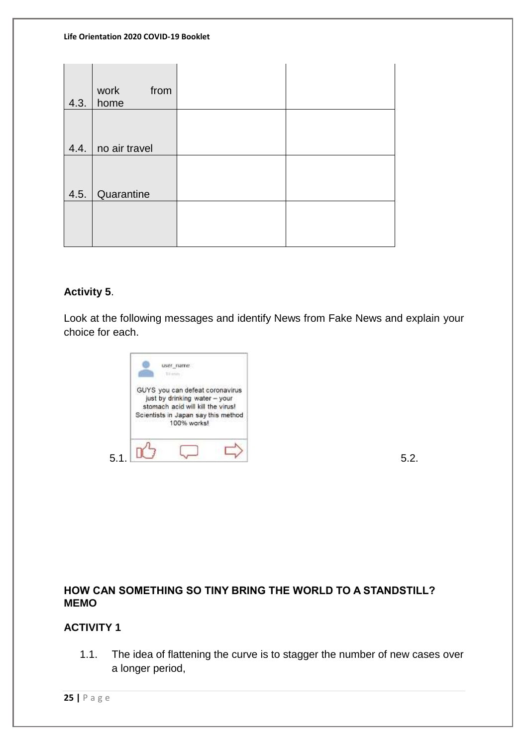| | | | |
|---|---|---|---|
| 4.3. | work from home | | |
| 4.4. | no air travel | | |
| 4.5. | Quarantine | | |
| | | | |

**Activity 5**.

Look at the following messages and identify News from Fake News and explain your choice for each.

5.1.

user_name

GUYS you can defeat coronavirus just by drinking water – your stomach acid will kill the virus! Scientists in Japan say this method 100% works!

5.2.

**HOW CAN SOMETHING SO TINY BRING THE WORLD TO A STANDSTILL? MEMO**

**ACTIVITY 1**

1.1. The idea of flattening the curve is to stagger the number of new cases over a longer period,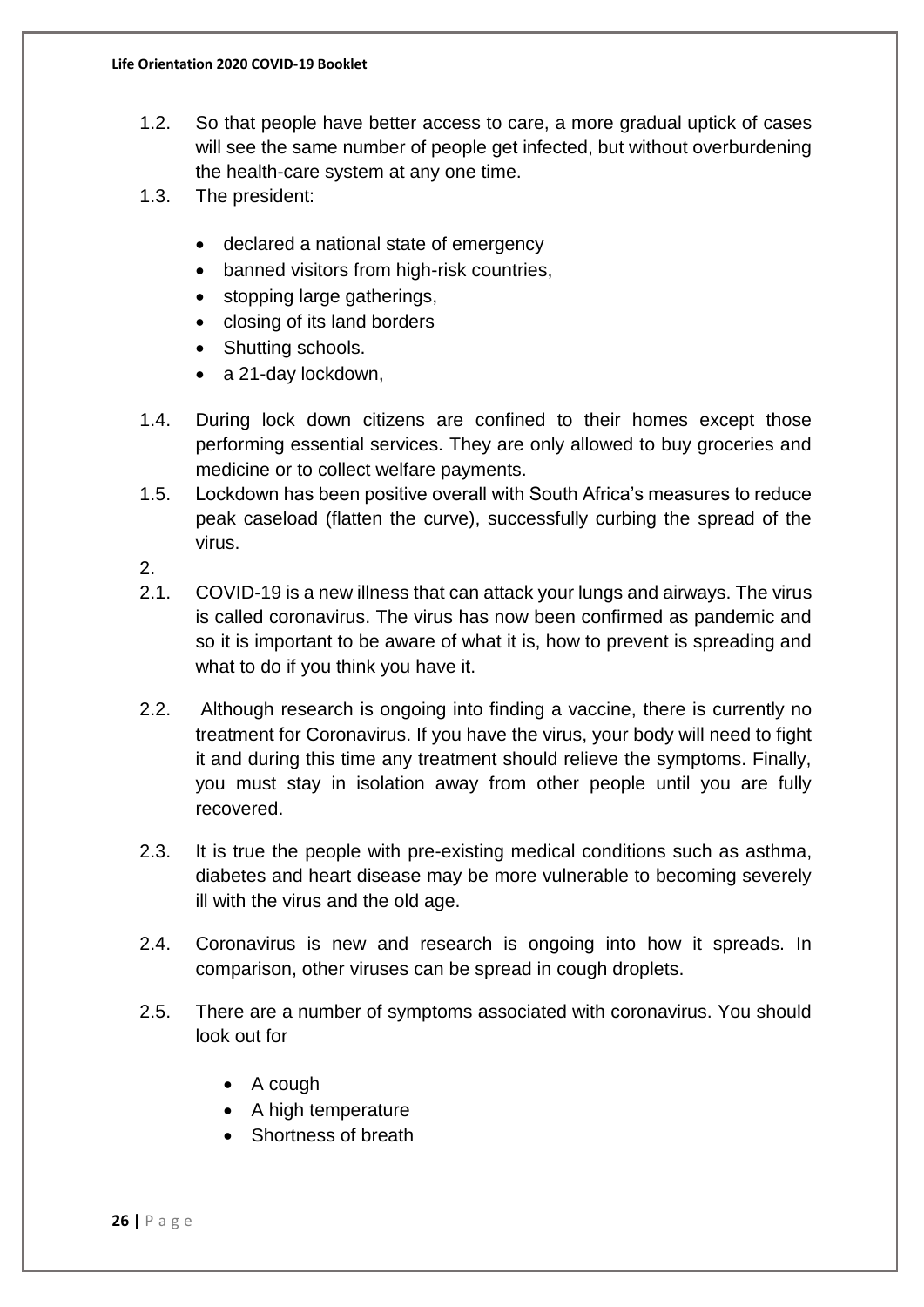1.2. So that people have better access to care, a more gradual uptick of cases will see the same number of people get infected, but without overburdening the health-care system at any one time.

1.3. The president:

- declared a national state of emergency
- banned visitors from high-risk countries,
- stopping large gatherings,
- closing of its land borders
- Shutting schools.
- a 21-day lockdown,

1.4. During lock down citizens are confined to their homes except those performing essential services. They are only allowed to buy groceries and medicine or to collect welfare payments.

1.5. Lockdown has been positive overall with South Africa's measures to reduce peak caseload (flatten the curve), successfully curbing the spread of the virus.

2.

2.1. COVID-19 is a new illness that can attack your lungs and airways. The virus is called coronavirus. The virus has now been confirmed as pandemic and so it is important to be aware of what it is, how to prevent is spreading and what to do if you think you have it.

2.2. Although research is ongoing into finding a vaccine, there is currently no treatment for Coronavirus. If you have the virus, your body will need to fight it and during this time any treatment should relieve the symptoms. Finally, you must stay in isolation away from other people until you are fully recovered.

2.3. It is true the people with pre-existing medical conditions such as asthma, diabetes and heart disease may be more vulnerable to becoming severely ill with the virus and the old age.

2.4. Coronavirus is new and research is ongoing into how it spreads. In comparison, other viruses can be spread in cough droplets.

2.5. There are a number of symptoms associated with coronavirus. You should look out for

- A cough
- A high temperature
- Shortness of breath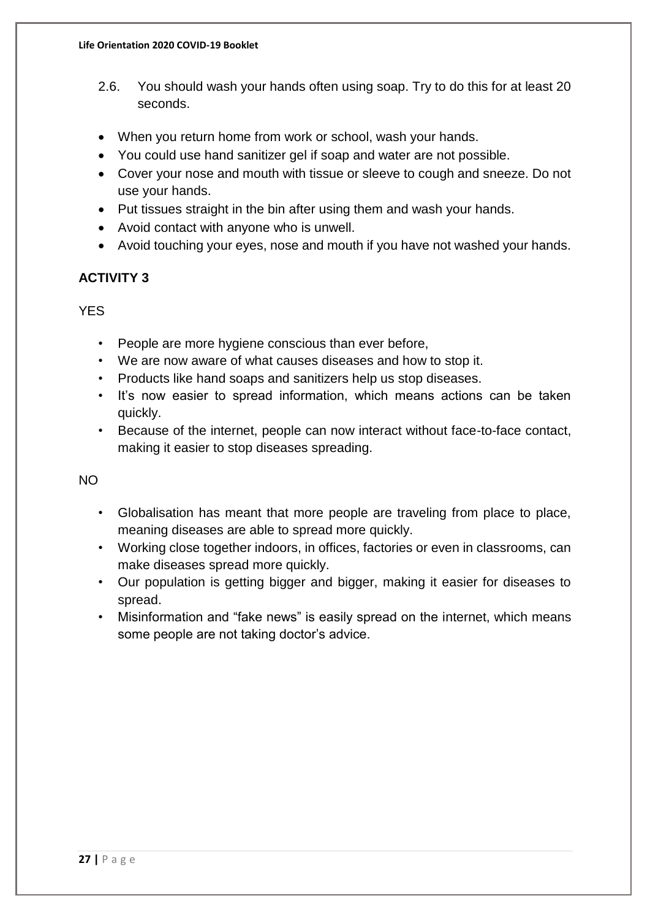2.6. You should wash your hands often using soap. Try to do this for at least 20 seconds.

- When you return home from work or school, wash your hands.
- You could use hand sanitizer gel if soap and water are not possible.
- Cover your nose and mouth with tissue or sleeve to cough and sneeze. Do not use your hands.
- Put tissues straight in the bin after using them and wash your hands.
- Avoid contact with anyone who is unwell.
- Avoid touching your eyes, nose and mouth if you have not washed your hands.

**ACTIVITY 3**

YES

- People are more hygiene conscious than ever before,
- We are now aware of what causes diseases and how to stop it.
- Products like hand soaps and sanitizers help us stop diseases.
- It's now easier to spread information, which means actions can be taken quickly.
- Because of the internet, people can now interact without face-to-face contact, making it easier to stop diseases spreading.

NO

- Globalisation has meant that more people are traveling from place to place, meaning diseases are able to spread more quickly.
- Working close together indoors, in offices, factories or even in classrooms, can make diseases spread more quickly.
- Our population is getting bigger and bigger, making it easier for diseases to spread.
- Misinformation and "fake news" is easily spread on the internet, which means some people are not taking doctor's advice.